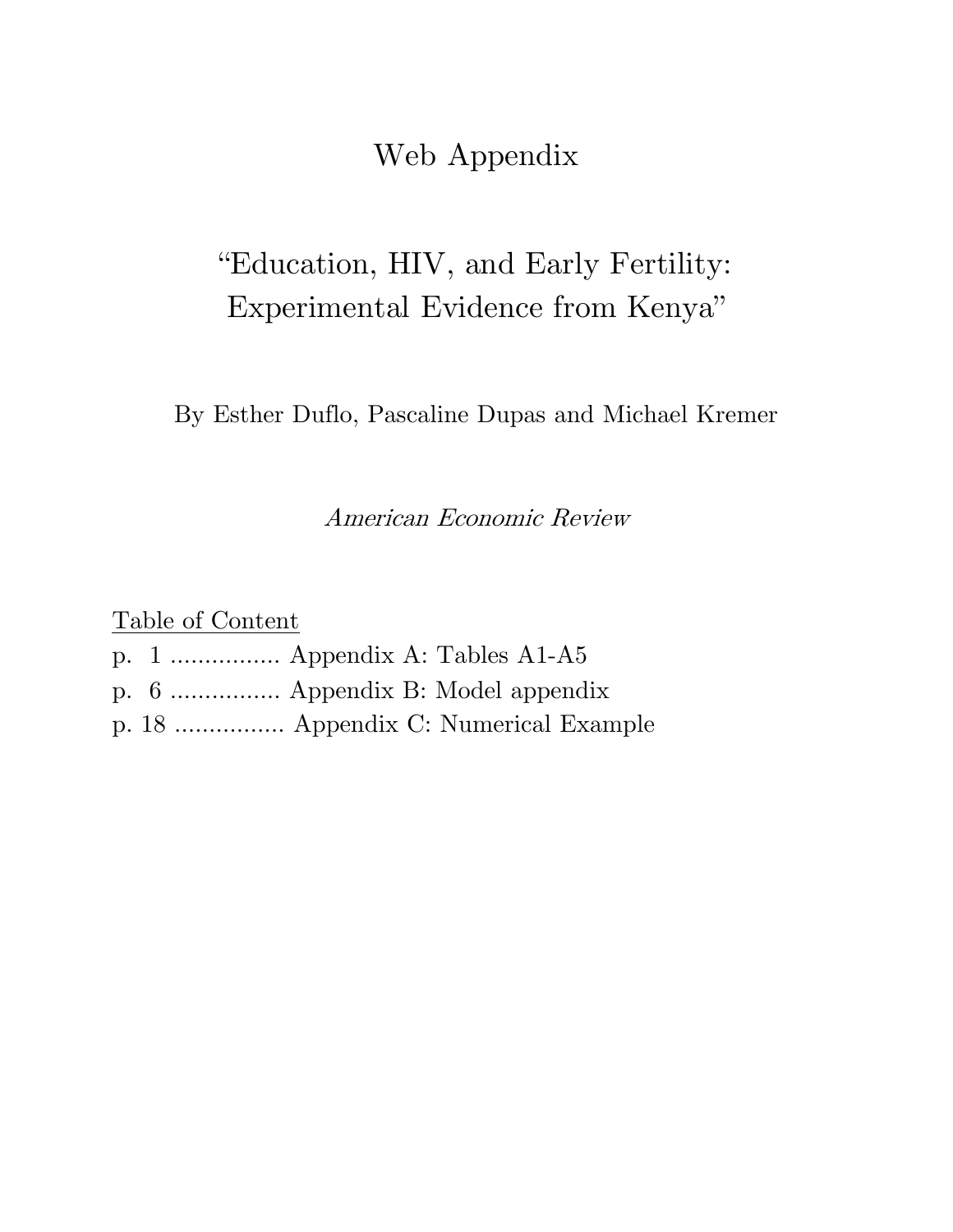# Web Appendix

## "Education, HIV, and Early Fertility: Experimental Evidence from Kenya"

By Esther Duflo, Pascaline Dupas and Michael Kremer

*American Economic Review*

Table of Content

p. 1 ................ Appendix A: Tables A1-A5

p. 6 ................ Appendix B: Model appendix

p. 18 ................ Appendix C: Numerical Example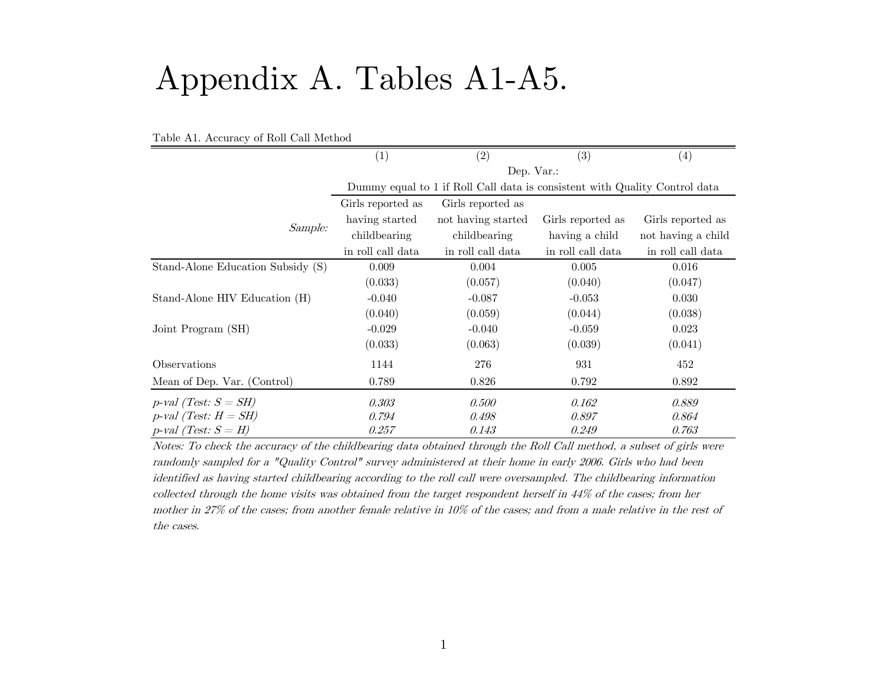# Appendix A. Tables A1-A5.

Table A1. Accuracy of Roll Call Method

| | (1) | (2) | (3) | (4) |
|---|---|---|---|---|
| | Dep. Var.: Dummy equal to 1 if Roll Call data is consistent with Quality Control data | | | |
| *Sample:* | Girls reported as having started childbearing in roll call data | Girls reported as not having started childbearing in roll call data | Girls reported as having a child in roll call data | Girls reported as not having a child in roll call data |
| Stand-Alone Education Subsidy (S) | 0.009 | 0.004 | 0.005 | 0.016 |
| | (0.033) | (0.057) | (0.040) | (0.047) |
| Stand-Alone HIV Education (H) | -0.040 | -0.087 | -0.053 | 0.030 |
| | (0.040) | (0.059) | (0.044) | (0.038) |
| Joint Program (SH) | -0.029 | -0.040 | -0.059 | 0.023 |
| | (0.033) | (0.063) | (0.039) | (0.041) |
| Observations | 1144 | 276 | 931 | 452 |
| Mean of Dep. Var. (Control) | 0.789 | 0.826 | 0.792 | 0.892 |
| *p-val (Test: S = SH)* | *0.303* | *0.500* | *0.162* | *0.889* |
| *p-val (Test: H = SH)* | *0.794* | *0.498* | *0.897* | *0.864* |
| *p-val (Test: S = H)* | *0.257* | *0.143* | *0.249* | *0.763* |

*Notes: To check the accuracy of the childbearing data obtained through the Roll Call method, a subset of girls were randomly sampled for a "Quality Control" survey administered at their home in early 2006. Girls who had been identified as having started childbearing according to the roll call were oversampled. The childbearing information collected through the home visits was obtained from the target respondent herself in 44% of the cases; from her mother in 27% of the cases; from another female relative in 10% of the cases; and from a male relative in the rest of the cases.*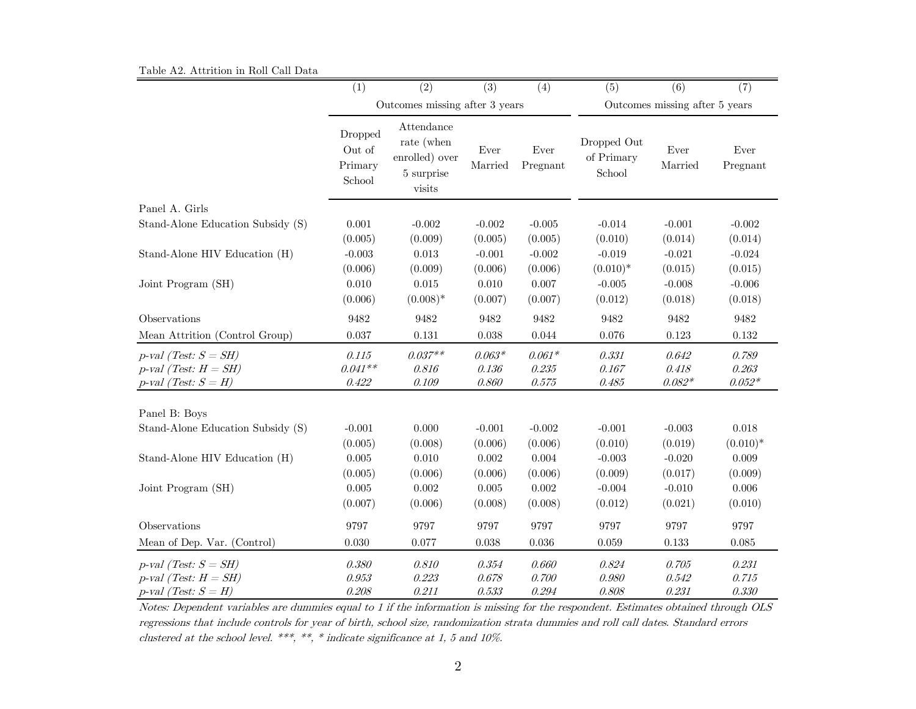Table A2. Attrition in Roll Call Data

| | (1) | (2) | (3) | (4) | (5) | (6) | (7) |
|---|---|---|---|---|---|---|---|
| | Outcomes missing after 3 years | | | | Outcomes missing after 5 years | | |
| | Dropped Out of Primary School | Attendance rate (when enrolled) over 5 surprise visits | Ever Married | Ever Pregnant | Dropped Out of Primary School | Ever Married | Ever Pregnant |
| Panel A. Girls | | | | | | | |
| Stand-Alone Education Subsidy (S) | 0.001 | -0.002 | -0.002 | -0.005 | -0.014 | -0.001 | -0.002 |
| | (0.005) | (0.009) | (0.005) | (0.005) | (0.010) | (0.014) | (0.014) |
| Stand-Alone HIV Education (H) | -0.003 | 0.013 | -0.001 | -0.002 | -0.019 | -0.021 | -0.024 |
| | (0.006) | (0.009) | (0.006) | (0.006) | (0.010)* | (0.015) | (0.015) |
| Joint Program (SH) | 0.010 | 0.015 | 0.010 | 0.007 | -0.005 | -0.008 | -0.006 |
| | (0.006) | (0.008)* | (0.007) | (0.007) | (0.012) | (0.018) | (0.018) |
| Observations | 9482 | 9482 | 9482 | 9482 | 9482 | 9482 | 9482 |
| Mean Attrition (Control Group) | 0.037 | 0.131 | 0.038 | 0.044 | 0.076 | 0.123 | 0.132 |
| *p-val (Test: S = SH)* | *0.115* | *0.037*** | *0.063** | *0.061** | *0.331* | *0.642* | *0.789* |
| *p-val (Test: H = SH)* | *0.041*** | *0.816* | *0.136* | *0.235* | *0.167* | *0.418* | *0.263* |
| *p-val (Test: S = H)* | *0.422* | *0.109* | *0.860* | *0.575* | *0.485* | *0.082** | *0.052** |
| Panel B: Boys | | | | | | | |
| Stand-Alone Education Subsidy (S) | -0.001 | 0.000 | -0.001 | -0.002 | -0.001 | -0.003 | 0.018 |
| | (0.005) | (0.008) | (0.006) | (0.006) | (0.010) | (0.019) | (0.010)* |
| Stand-Alone HIV Education (H) | 0.005 | 0.010 | 0.002 | 0.004 | -0.003 | -0.020 | 0.009 |
| | (0.005) | (0.006) | (0.006) | (0.006) | (0.009) | (0.017) | (0.009) |
| Joint Program (SH) | 0.005 | 0.002 | 0.005 | 0.002 | -0.004 | -0.010 | 0.006 |
| | (0.007) | (0.006) | (0.008) | (0.008) | (0.012) | (0.021) | (0.010) |
| Observations | 9797 | 9797 | 9797 | 9797 | 9797 | 9797 | 9797 |
| Mean of Dep. Var. (Control) | 0.030 | 0.077 | 0.038 | 0.036 | 0.059 | 0.133 | 0.085 |
| *p-val (Test: S = SH)* | *0.380* | *0.810* | *0.354* | *0.660* | *0.824* | *0.705* | *0.231* |
| *p-val (Test: H = SH)* | *0.953* | *0.223* | *0.678* | *0.700* | *0.980* | *0.542* | *0.715* |
| *p-val (Test: S = H)* | *0.208* | *0.211* | *0.533* | *0.294* | *0.808* | *0.231* | *0.330* |

*Notes: Dependent variables are dummies equal to 1 if the information is missing for the respondent. Estimates obtained through OLS regressions that include controls for year of birth, school size, randomization strata dummies and roll call dates. Standard errors clustered at the school level. ***, **, * indicate significance at 1, 5 and 10%.*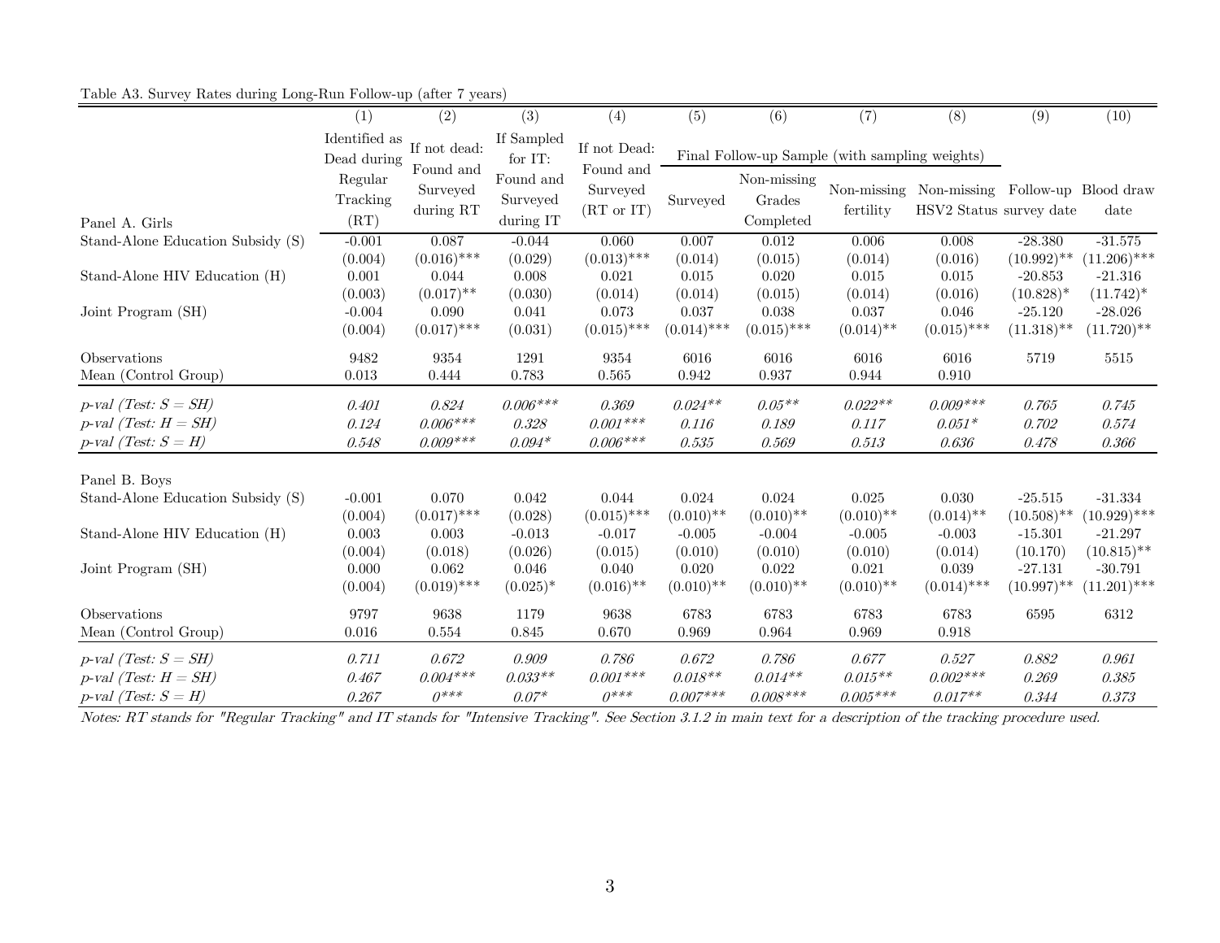Table A3. Survey Rates during Long-Run Follow-up (after 7 years)

| | (1) | (2) | (3) | (4) | (5) | (6) | (7) | (8) | (9) | (10) |
|---|---|---|---|---|---|---|---|---|---|---|
| | Identified as Dead during Regular Tracking (RT) | If not dead: Found and Surveyed during RT | If Sampled for IT: Found and Surveyed during IT | If not Dead: Found and Surveyed (RT or IT) | Final Follow-up Sample (with sampling weights) | | | | | |
| Panel A. Girls | | | | | Surveyed | Non-missing Grades Completed | Non-missing fertility | Non-missing HSV2 Status | Follow-up survey date | Blood draw date |
| Stand-Alone Education Subsidy (S) | -0.001 | 0.087 | -0.044 | 0.060 | 0.007 | 0.012 | 0.006 | 0.008 | -28.380 | -31.575 |
| | (0.004) | (0.016)*** | (0.029) | (0.013)*** | (0.014) | (0.015) | (0.014) | (0.016) | (10.992)** | (11.206)*** |
| Stand-Alone HIV Education (H) | 0.001 | 0.044 | 0.008 | 0.021 | 0.015 | 0.020 | 0.015 | 0.015 | -20.853 | -21.316 |
| | (0.003) | (0.017)** | (0.030) | (0.014) | (0.014) | (0.015) | (0.014) | (0.016) | (10.828)* | (11.742)* |
| Joint Program (SH) | -0.004 | 0.090 | 0.041 | 0.073 | 0.037 | 0.038 | 0.037 | 0.046 | -25.120 | -28.026 |
| | (0.004) | (0.017)*** | (0.031) | (0.015)*** | (0.014)*** | (0.015)*** | (0.014)** | (0.015)*** | (11.318)** | (11.720)** |
| Observations | 9482 | 9354 | 1291 | 9354 | 6016 | 6016 | 6016 | 6016 | 5719 | 5515 |
| Mean (Control Group) | 0.013 | 0.444 | 0.783 | 0.565 | 0.942 | 0.937 | 0.944 | 0.910 | | |
| *p-val (Test: S = SH)* | *0.401* | *0.824* | *0.006**** | *0.369* | *0.024*** | *0.05*** | *0.022*** | *0.009**** | *0.765* | *0.745* |
| *p-val (Test: H = SH)* | *0.124* | *0.006**** | *0.328* | *0.001**** | *0.116* | *0.189* | *0.117* | *0.051** | *0.702* | *0.574* |
| *p-val (Test: S = H)* | *0.548* | *0.009**** | *0.094** | *0.006**** | *0.535* | *0.569* | *0.513* | *0.636* | *0.478* | *0.366* |
| Panel B. Boys | | | | | | | | | | |
| Stand-Alone Education Subsidy (S) | -0.001 | 0.070 | 0.042 | 0.044 | 0.024 | 0.024 | 0.025 | 0.030 | -25.515 | -31.334 |
| | (0.004) | (0.017)*** | (0.028) | (0.015)*** | (0.010)** | (0.010)** | (0.010)** | (0.014)** | (10.508)** | (10.929)*** |
| Stand-Alone HIV Education (H) | 0.003 | 0.003 | -0.013 | -0.017 | -0.005 | -0.004 | -0.005 | -0.003 | -15.301 | -21.297 |
| | (0.004) | (0.018) | (0.026) | (0.015) | (0.010) | (0.010) | (0.010) | (0.014) | (10.170) | (10.815)** |
| Joint Program (SH) | 0.000 | 0.062 | 0.046 | 0.040 | 0.020 | 0.022 | 0.021 | 0.039 | -27.131 | -30.791 |
| | (0.004) | (0.019)*** | (0.025)* | (0.016)** | (0.010)** | (0.010)** | (0.010)** | (0.014)*** | (10.997)** | (11.201)*** |
| Observations | 9797 | 9638 | 1179 | 9638 | 6783 | 6783 | 6783 | 6783 | 6595 | 6312 |
| Mean (Control Group) | 0.016 | 0.554 | 0.845 | 0.670 | 0.969 | 0.964 | 0.969 | 0.918 | | |
| *p-val (Test: S = SH)* | *0.711* | *0.672* | *0.909* | *0.786* | *0.672* | *0.786* | *0.677* | *0.527* | *0.882* | *0.961* |
| *p-val (Test: H = SH)* | *0.467* | *0.004**** | *0.033*** | *0.001**** | *0.018*** | *0.014*** | *0.015*** | *0.002**** | *0.269* | *0.385* |
| *p-val (Test: S = H)* | *0.267* | *0**** | *0.07** | *0**** | *0.007**** | *0.008**** | *0.005**** | *0.017*** | *0.344* | *0.373* |

*Notes: RT stands for "Regular Tracking" and IT stands for "Intensive Tracking". See Section 3.1.2 in main text for a description of the tracking procedure used.*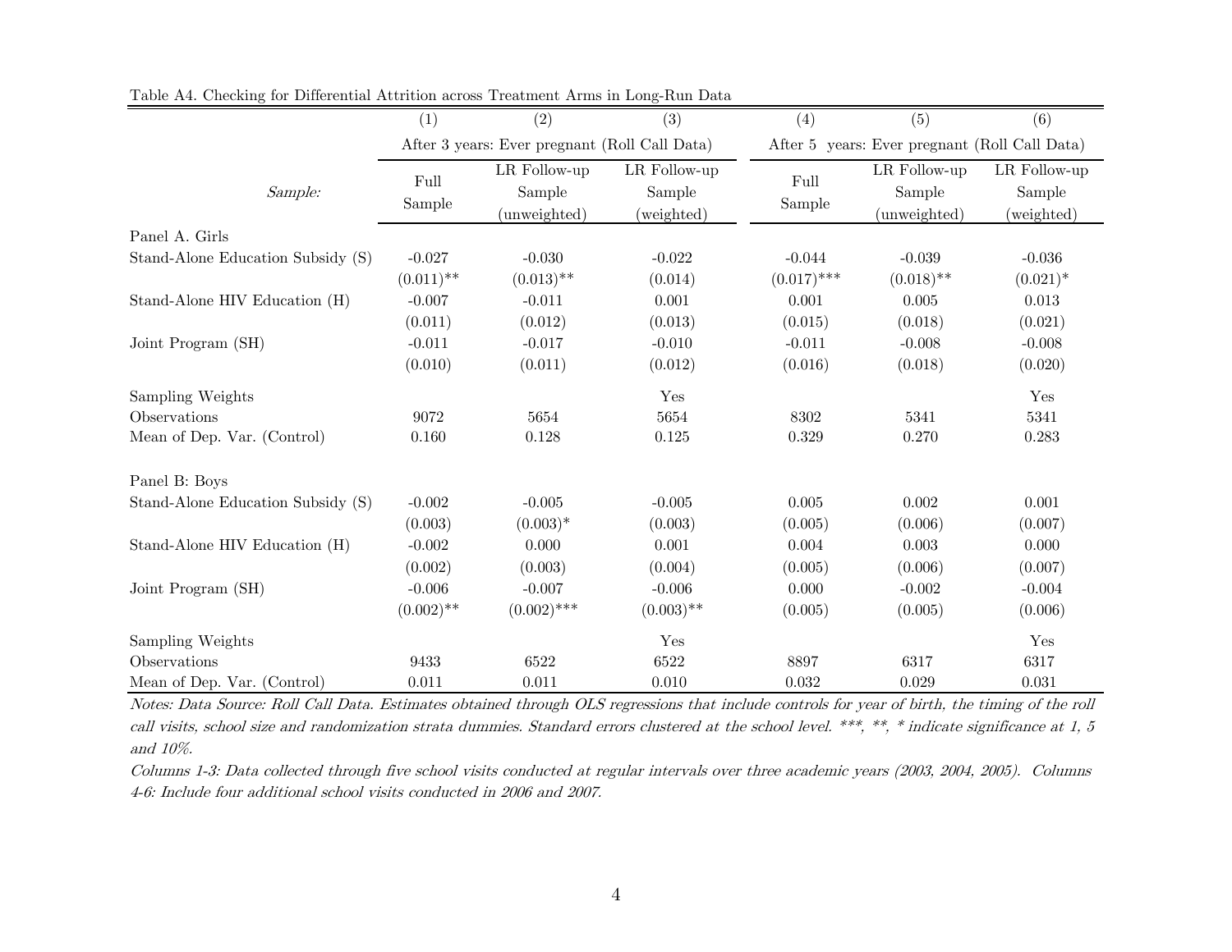Table A4. Checking for Differential Attrition across Treatment Arms in Long-Run Data

| | (1) | (2) | (3) | (4) | (5) | (6) |
|---|---|---|---|---|---|---|
| | After 3 years: Ever pregnant (Roll Call Data) | | | After 5 years: Ever pregnant (Roll Call Data) | | |
| *Sample:* | Full Sample | LR Follow-up Sample (unweighted) | LR Follow-up Sample (weighted) | Full Sample | LR Follow-up Sample (unweighted) | LR Follow-up Sample (weighted) |
| Panel A. Girls | | | | | | |
| Stand-Alone Education Subsidy (S) | -0.027 | -0.030 | -0.022 | -0.044 | -0.039 | -0.036 |
| | (0.011)** | (0.013)** | (0.014) | (0.017)*** | (0.018)** | (0.021)* |
| Stand-Alone HIV Education (H) | -0.007 | -0.011 | 0.001 | 0.001 | 0.005 | 0.013 |
| | (0.011) | (0.012) | (0.013) | (0.015) | (0.018) | (0.021) |
| Joint Program (SH) | -0.011 | -0.017 | -0.010 | -0.011 | -0.008 | -0.008 |
| | (0.010) | (0.011) | (0.012) | (0.016) | (0.018) | (0.020) |
| Sampling Weights | | | Yes | | | Yes |
| Observations | 9072 | 5654 | 5654 | 8302 | 5341 | 5341 |
| Mean of Dep. Var. (Control) | 0.160 | 0.128 | 0.125 | 0.329 | 0.270 | 0.283 |
| Panel B: Boys | | | | | | |
| Stand-Alone Education Subsidy (S) | -0.002 | -0.005 | -0.005 | 0.005 | 0.002 | 0.001 |
| | (0.003) | (0.003)* | (0.003) | (0.005) | (0.006) | (0.007) |
| Stand-Alone HIV Education (H) | -0.002 | 0.000 | 0.001 | 0.004 | 0.003 | 0.000 |
| | (0.002) | (0.003) | (0.004) | (0.005) | (0.006) | (0.007) |
| Joint Program (SH) | -0.006 | -0.007 | -0.006 | 0.000 | -0.002 | -0.004 |
| | (0.002)** | (0.002)*** | (0.003)** | (0.005) | (0.005) | (0.006) |
| Sampling Weights | | | Yes | | | Yes |
| Observations | 9433 | 6522 | 6522 | 8897 | 6317 | 6317 |
| Mean of Dep. Var. (Control) | 0.011 | 0.011 | 0.010 | 0.032 | 0.029 | 0.031 |

*Notes: Data Source: Roll Call Data. Estimates obtained through OLS regressions that include controls for year of birth, the timing of the roll call visits, school size and randomization strata dummies. Standard errors clustered at the school level. ***, **, * indicate significance at 1, 5 and 10%.*

*Columns 1-3: Data collected through five school visits conducted at regular intervals over three academic years (2003, 2004, 2005). Columns 4-6: Include four additional school visits conducted in 2006 and 2007.*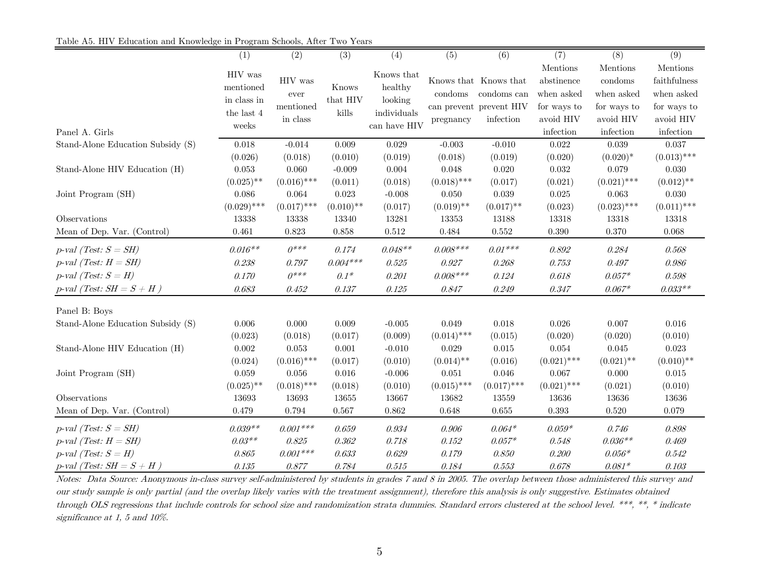Table A5. HIV Education and Knowledge in Program Schools, After Two Years

| Panel A. Girls | (1) HIV was mentioned in class in the last 4 weeks | (2) HIV was ever mentioned in class | (3) Knows that HIV kills | (4) Knows that healthy looking individuals can have HIV | (5) Knows that condoms can prevent pregnancy | (6) Knows that condoms can prevent HIV infection | (7) Mentions abstinence when asked for ways to avoid HIV infection | (8) Mentions condoms when asked for ways to avoid HIV infection | (9) Mentions faithfulness when asked for ways to avoid HIV infection |
|---|---|---|---|---|---|---|---|---|---|
| Stand-Alone Education Subsidy (S) | 0.018 | -0.014 | 0.009 | 0.029 | -0.003 | -0.010 | 0.022 | 0.039 | 0.037 |
| | (0.026) | (0.018) | (0.010) | (0.019) | (0.018) | (0.019) | (0.020) | (0.020)* | (0.013)*** |
| Stand-Alone HIV Education (H) | 0.053 | 0.060 | -0.009 | 0.004 | 0.048 | 0.020 | 0.032 | 0.079 | 0.030 |
| | (0.025)** | (0.016)*** | (0.011) | (0.018) | (0.018)*** | (0.017) | (0.021) | (0.021)*** | (0.012)** |
| Joint Program (SH) | 0.086 | 0.064 | 0.023 | -0.008 | 0.050 | 0.039 | 0.025 | 0.063 | 0.030 |
| | (0.029)*** | (0.017)*** | (0.010)** | (0.017) | (0.019)** | (0.017)** | (0.023) | (0.023)*** | (0.011)*** |
| Observations | 13338 | 13338 | 13340 | 13281 | 13353 | 13188 | 13318 | 13318 | 13318 |
| Mean of Dep. Var. (Control) | 0.461 | 0.823 | 0.858 | 0.512 | 0.484 | 0.552 | 0.390 | 0.370 | 0.068 |
| *p-val (Test: S = SH)* | *0.016*** | *0**** | *0.174* | *0.048*** | *0.008**** | *0.01**** | *0.892* | *0.284* | *0.568* |
| *p-val (Test: H = SH)* | *0.238* | *0.797* | *0.004**** | *0.525* | *0.927* | *0.268* | *0.753* | *0.497* | *0.986* |
| *p-val (Test: S = H)* | *0.170* | *0**** | *0.1** | *0.201* | *0.008**** | *0.124* | *0.618* | *0.057** | *0.598* |
| *p-val (Test: SH = S + H )* | *0.683* | *0.452* | *0.137* | *0.125* | *0.847* | *0.249* | *0.347* | *0.067** | *0.033*** |
| **Panel B: Boys** | | | | | | | | | |
| Stand-Alone Education Subsidy (S) | 0.006 | 0.000 | 0.009 | -0.005 | 0.049 | 0.018 | 0.026 | 0.007 | 0.016 |
| | (0.023) | (0.018) | (0.017) | (0.009) | (0.014)*** | (0.015) | (0.020) | (0.020) | (0.010) |
| Stand-Alone HIV Education (H) | 0.002 | 0.053 | 0.001 | -0.010 | 0.029 | 0.015 | 0.054 | 0.045 | 0.023 |
| | (0.024) | (0.016)*** | (0.017) | (0.010) | (0.014)** | (0.016) | (0.021)*** | (0.021)** | (0.010)** |
| Joint Program (SH) | 0.059 | 0.056 | 0.016 | -0.006 | 0.051 | 0.046 | 0.067 | 0.000 | 0.015 |
| | (0.025)** | (0.018)*** | (0.018) | (0.010) | (0.015)*** | (0.017)*** | (0.021)*** | (0.021) | (0.010) |
| Observations | 13693 | 13693 | 13655 | 13667 | 13682 | 13559 | 13636 | 13636 | 13636 |
| Mean of Dep. Var. (Control) | 0.479 | 0.794 | 0.567 | 0.862 | 0.648 | 0.655 | 0.393 | 0.520 | 0.079 |
| *p-val (Test: S = SH)* | *0.039*** | *0.001**** | *0.659* | *0.934* | *0.906* | *0.064** | *0.059** | *0.746* | *0.898* |
| *p-val (Test: H = SH)* | *0.03*** | *0.825* | *0.362* | *0.718* | *0.152* | *0.057** | *0.548* | *0.036*** | *0.469* |
| *p-val (Test: S = H)* | *0.865* | *0.001**** | *0.633* | *0.629* | *0.179* | *0.850* | *0.200* | *0.056** | *0.542* |
| *p-val (Test: SH = S + H )* | *0.135* | *0.877* | *0.784* | *0.515* | *0.184* | *0.553* | *0.678* | *0.081** | *0.103* |

*Notes: Data Source: Anonymous in-class survey self-administered by students in grades 7 and 8 in 2005. The overlap between those administered this survey and our study sample is only partial (and the overlap likely varies with the treatment assignment), therefore this analysis is only suggestive. Estimates obtained through OLS regressions that include controls for school size and randomization strata dummies. Standard errors clustered at the school level. ***, **, * indicate significance at 1, 5 and 10%.*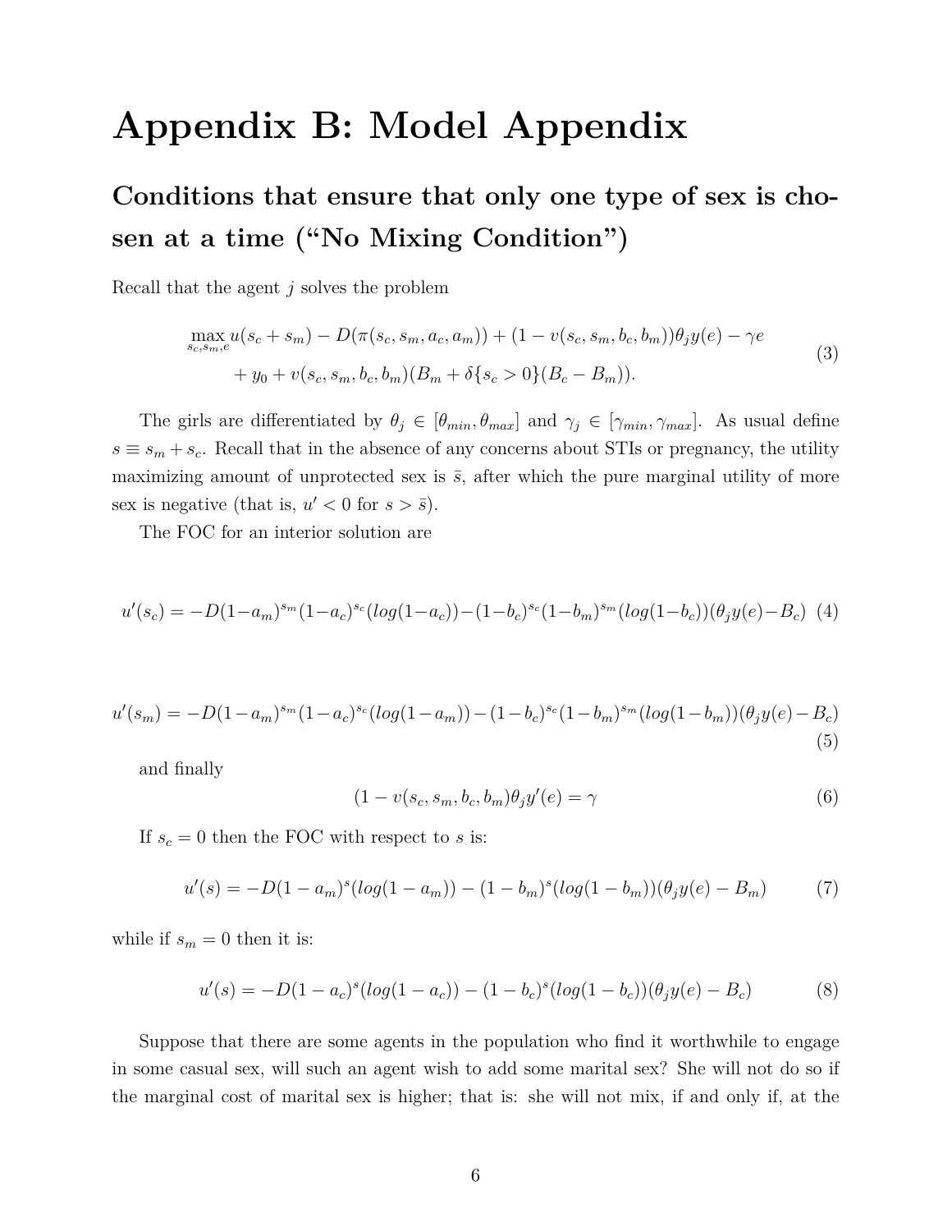# Appendix B: Model Appendix

## Conditions that ensure that only one type of sex is chosen at a time ("No Mixing Condition")

Recall that the agent $j$ solves the problem

$$\max_{s_c, s_m, e} u(s_c + s_m) - D(\pi(s_c, s_m, a_c, a_m)) + (1 - v(s_c, s_m, b_c, b_m))\theta_j y(e) - \gamma e + y_0 + v(s_c, s_m, b_c, b_m)(B_m + \delta\{s_c > 0\}(B_c - B_m)). \tag{3}$$

The girls are differentiated by $\theta_j \in [\theta_{min}, \theta_{max}]$ and $\gamma_j \in [\gamma_{min}, \gamma_{max}]$. As usual define $s \equiv s_m + s_c$. Recall that in the absence of any concerns about STIs or pregnancy, the utility maximizing amount of unprotected sex is $\bar{s}$, after which the pure marginal utility of more sex is negative (that is, $u' < 0$ for $s > \bar{s}$).

The FOC for an interior solution are

$$u'(s_c) = -D(1-a_m)^{s_m}(1-a_c)^{s_c}(log(1-a_c)) - (1-b_c)^{s_c}(1-b_m)^{s_m}(log(1-b_c))(\theta_j y(e) - B_c) \tag{4}$$

$$u'(s_m) = -D(1-a_m)^{s_m}(1-a_c)^{s_c}(log(1-a_m)) - (1-b_c)^{s_c}(1-b_m)^{s_m}(log(1-b_m))(\theta_j y(e) - B_c) \tag{5}$$

and finally

$$(1 - v(s_c, s_m, b_c, b_m)\theta_j y'(e) = \gamma \tag{6}$$

If $s_c = 0$ then the FOC with respect to $s$ is:

$$u'(s) = -D(1 - a_m)^s(log(1 - a_m)) - (1 - b_m)^s(log(1 - b_m))(\theta_j y(e) - B_m) \tag{7}$$

while if $s_m = 0$ then it is:

$$u'(s) = -D(1 - a_c)^s(log(1 - a_c)) - (1 - b_c)^s(log(1 - b_c))(\theta_j y(e) - B_c) \tag{8}$$

Suppose that there are some agents in the population who find it worthwhile to engage in some casual sex, will such an agent wish to add some marital sex? She will not do so if the marginal cost of marital sex is higher; that is: she will not mix, if and only if, at the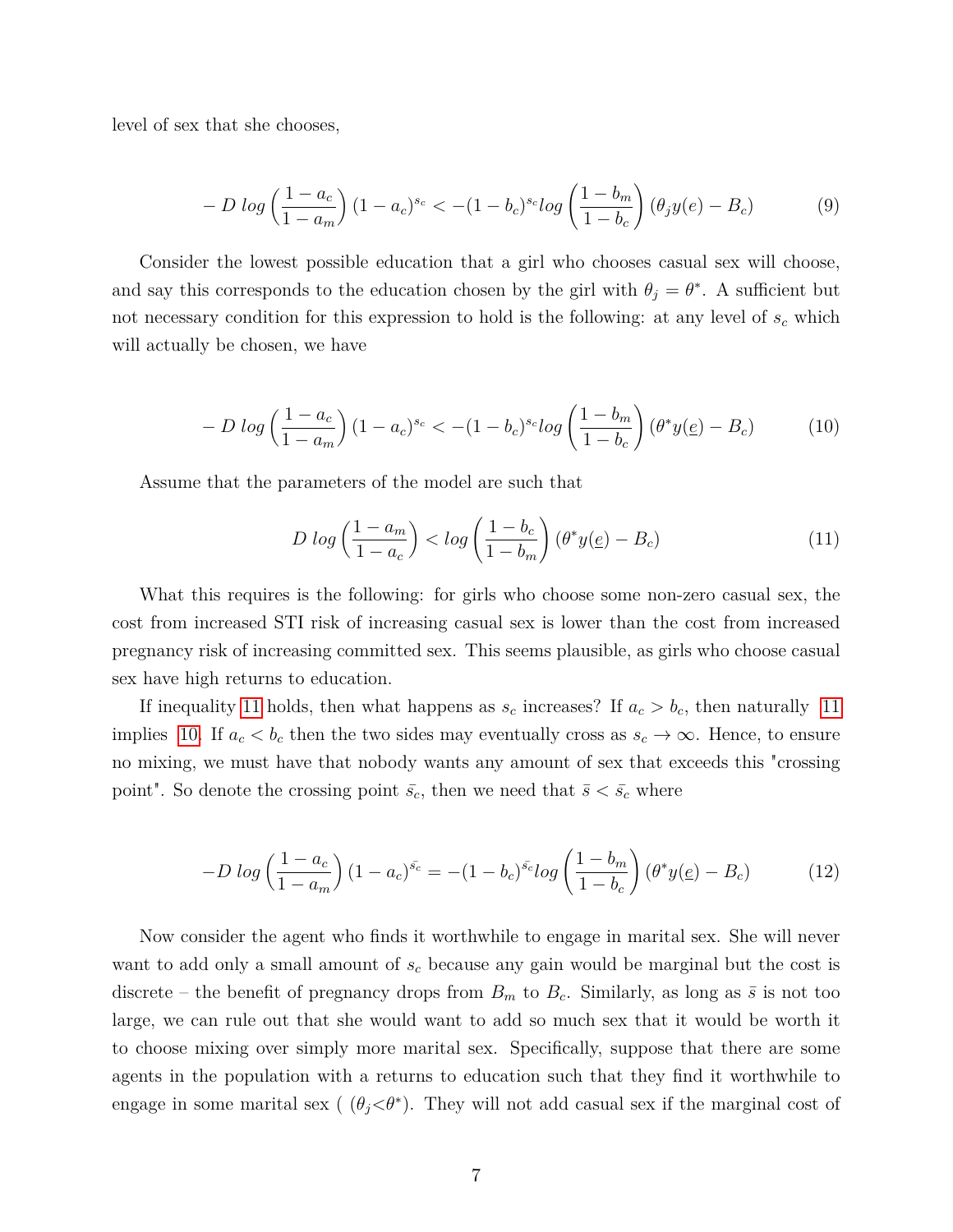level of sex that she chooses,

$$-D\ log\left(\frac{1-a_c}{1-a_m}\right)(1-a_c)^{s_c} < -(1-b_c)^{s_c} log\left(\frac{1-b_m}{1-b_c}\right)(\theta_j y(e) - B_c) \tag{9}$$

Consider the lowest possible education that a girl who chooses casual sex will choose, and say this corresponds to the education chosen by the girl with $\theta_j = \theta^*$. A sufficient but not necessary condition for this expression to hold is the following: at any level of $s_c$ which will actually be chosen, we have

$$-D\ log\left(\frac{1-a_c}{1-a_m}\right)(1-a_c)^{s_c} < -(1-b_c)^{s_c} log\left(\frac{1-b_m}{1-b_c}\right)(\theta^* y(\underline{e}) - B_c) \tag{10}$$

Assume that the parameters of the model are such that

$$D\ log\left(\frac{1-a_m}{1-a_c}\right) < log\left(\frac{1-b_c}{1-b_m}\right)(\theta^* y(\underline{e}) - B_c) \tag{11}$$

What this requires is the following: for girls who choose some non-zero casual sex, the cost from increased STI risk of increasing casual sex is lower than the cost from increased pregnancy risk of increasing committed sex. This seems plausible, as girls who choose casual sex have high returns to education.

If inequality 11 holds, then what happens as $s_c$ increases? If $a_c > b_c$, then naturally 11 implies 10. If $a_c < b_c$ then the two sides may eventually cross as $s_c \to \infty$. Hence, to ensure no mixing, we must have that nobody wants any amount of sex that exceeds this "crossing point". So denote the crossing point $\bar{s_c}$, then we need that $\bar{s} < \bar{s_c}$ where

$$-D\ log\left(\frac{1-a_c}{1-a_m}\right)(1-a_c)^{\bar{s_c}} = -(1-b_c)^{\bar{s_c}} log\left(\frac{1-b_m}{1-b_c}\right)(\theta^* y(\underline{e}) - B_c) \tag{12}$$

Now consider the agent who finds it worthwhile to engage in marital sex. She will never want to add only a small amount of $s_c$ because any gain would be marginal but the cost is discrete – the benefit of pregnancy drops from $B_m$ to $B_c$. Similarly, as long as $\bar{s}$ is not too large, we can rule out that she would want to add so much sex that it would be worth it to choose mixing over simply more marital sex. Specifically, suppose that there are some agents in the population with a returns to education such that they find it worthwhile to engage in some marital sex ( $(\theta_j < \theta^*)$. They will not add casual sex if the marginal cost of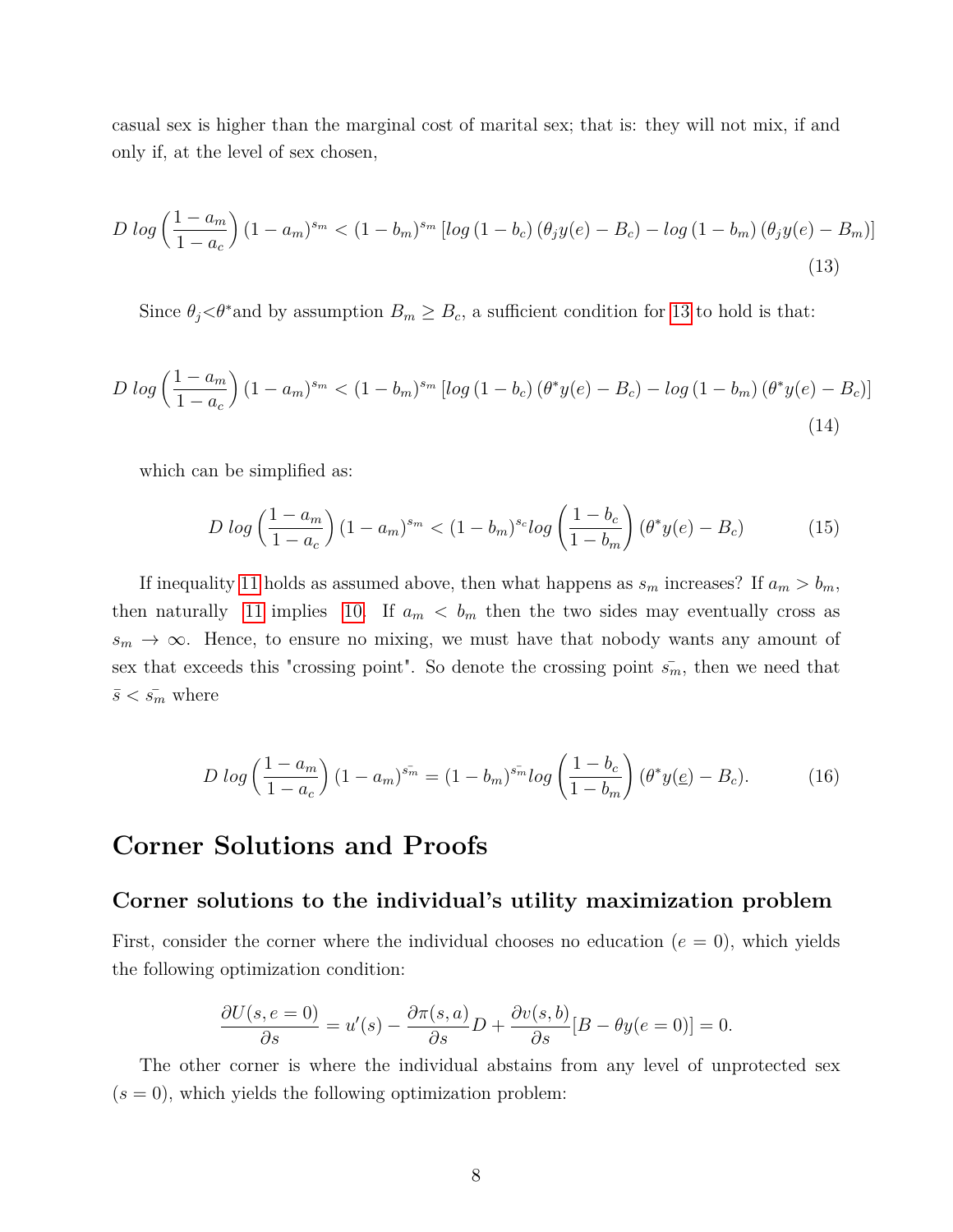casual sex is higher than the marginal cost of marital sex; that is: they will not mix, if and only if, at the level of sex chosen,

$$D\ log\left(\frac{1-a_m}{1-a_c}\right)(1-a_m)^{s_m} < (1-b_m)^{s_m}\left[log\left(1-b_c\right)\left(\theta_j y(e)-B_c\right) - log\left(1-b_m\right)\left(\theta_j y(e)-B_m\right)\right] \tag{13}$$

Since $\theta_j<\theta^*$and by assumption $B_m \geq B_c$, a sufficient condition for 13 to hold is that:

$$D\ log\left(\frac{1-a_m}{1-a_c}\right)(1-a_m)^{s_m} < (1-b_m)^{s_m}\left[log\left(1-b_c\right)\left(\theta^* y(e)-B_c\right) - log\left(1-b_m\right)\left(\theta^* y(e)-B_c\right)\right] \tag{14}$$

which can be simplified as:

$$D\ log\left(\frac{1-a_m}{1-a_c}\right)(1-a_m)^{s_m} < (1-b_m)^{s_c} log\left(\frac{1-b_c}{1-b_m}\right)\left(\theta^* y(e)-B_c\right) \tag{15}$$

If inequality 11 holds as assumed above, then what happens as $s_m$ increases? If $a_m > b_m$, then naturally 11 implies 10. If $a_m < b_m$ then the two sides may eventually cross as $s_m \to \infty$. Hence, to ensure no mixing, we must have that nobody wants any amount of sex that exceeds this "crossing point". So denote the crossing point $\bar{s_m}$, then we need that $\bar{s} < \bar{s_m}$ where

$$D\ log\left(\frac{1-a_m}{1-a_c}\right)(1-a_m)^{\bar{s_m}} = (1-b_m)^{\bar{s_m}} log\left(\frac{1-b_c}{1-b_m}\right)\left(\theta^* y(\underline{e})-B_c\right). \tag{16}$$

# Corner Solutions and Proofs

## Corner solutions to the individual's utility maximization problem

First, consider the corner where the individual chooses no education ($e = 0$), which yields the following optimization condition:

$$\frac{\partial U(s, e=0)}{\partial s} = u'(s) - \frac{\partial \pi(s,a)}{\partial s}D + \frac{\partial v(s,b)}{\partial s}[B - \theta y(e=0)] = 0.$$

The other corner is where the individual abstains from any level of unprotected sex ($s = 0$), which yields the following optimization problem: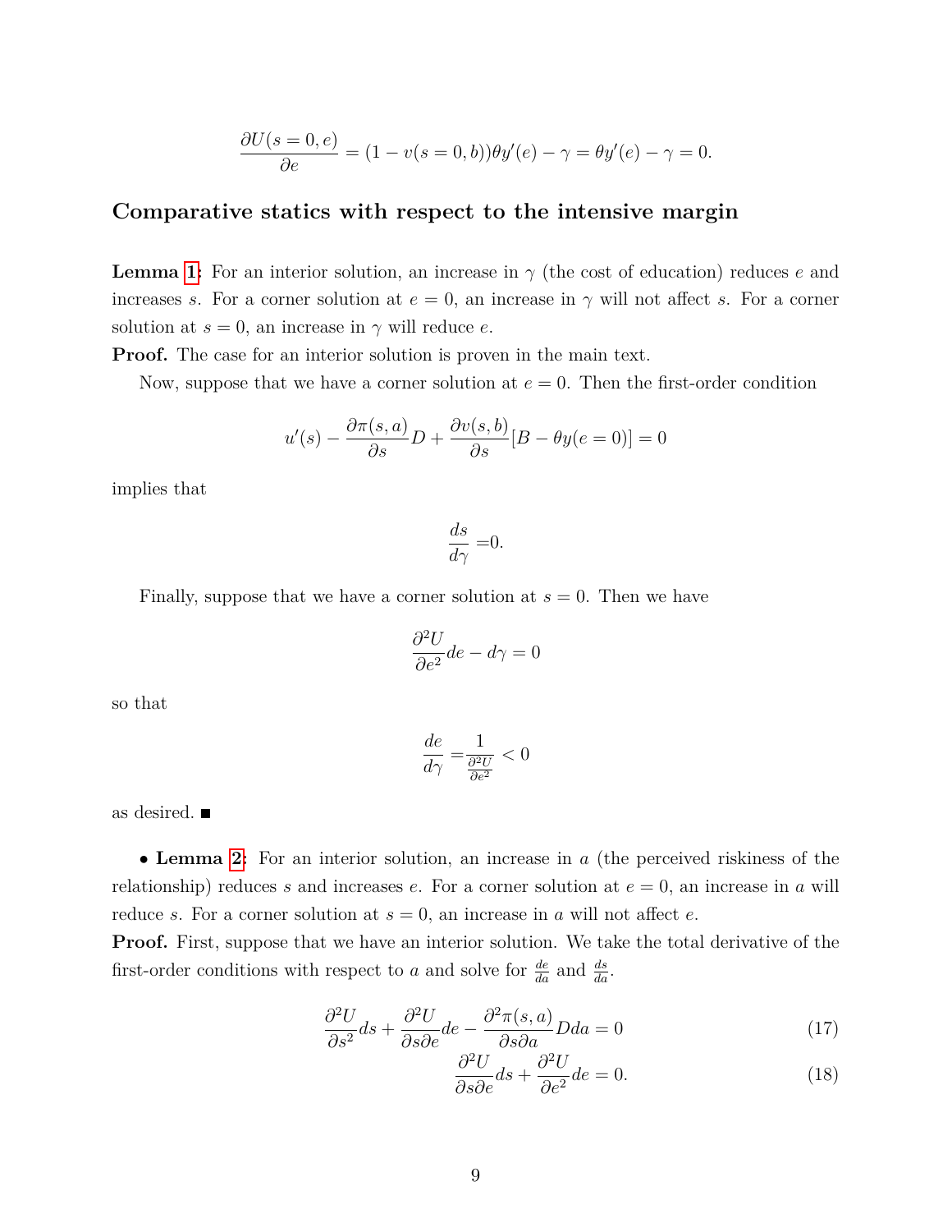$$\frac{\partial U(s=0,e)}{\partial e} = (1 - v(s=0,b))\theta y'(e) - \gamma = \theta y'(e) - \gamma = 0.$$

### Comparative statics with respect to the intensive margin

**Lemma 1**: For an interior solution, an increase in $\gamma$ (the cost of education) reduces $e$ and increases $s$. For a corner solution at $e = 0$, an increase in $\gamma$ will not affect $s$. For a corner solution at $s = 0$, an increase in $\gamma$ will reduce $e$.

**Proof.** The case for an interior solution is proven in the main text.

Now, suppose that we have a corner solution at $e = 0$. Then the first-order condition

$$u'(s) - \frac{\partial \pi(s,a)}{\partial s} D + \frac{\partial v(s,b)}{\partial s}[B - \theta y(e=0)] = 0$$

implies that

$$\frac{ds}{d\gamma} = 0.$$

Finally, suppose that we have a corner solution at $s = 0$. Then we have

$$\frac{\partial^2 U}{\partial e^2} de - d\gamma = 0$$

so that

$$\frac{de}{d\gamma} = \frac{1}{\frac{\partial^2 U}{\partial e^2}} < 0$$

as desired. ■

- **Lemma 2**: For an interior solution, an increase in $a$ (the perceived riskiness of the relationship) reduces $s$ and increases $e$. For a corner solution at $e = 0$, an increase in $a$ will reduce $s$. For a corner solution at $s = 0$, an increase in $a$ will not affect $e$.

**Proof.** First, suppose that we have an interior solution. We take the total derivative of the first-order conditions with respect to $a$ and solve for $\frac{de}{da}$ and $\frac{ds}{da}$.

$$\frac{\partial^2 U}{\partial s^2} ds + \frac{\partial^2 U}{\partial s \partial e} de - \frac{\partial^2 \pi(s,a)}{\partial s \partial a} D da = 0 \tag{17}$$

$$\frac{\partial^2 U}{\partial s \partial e} ds + \frac{\partial^2 U}{\partial e^2} de = 0. \tag{18}$$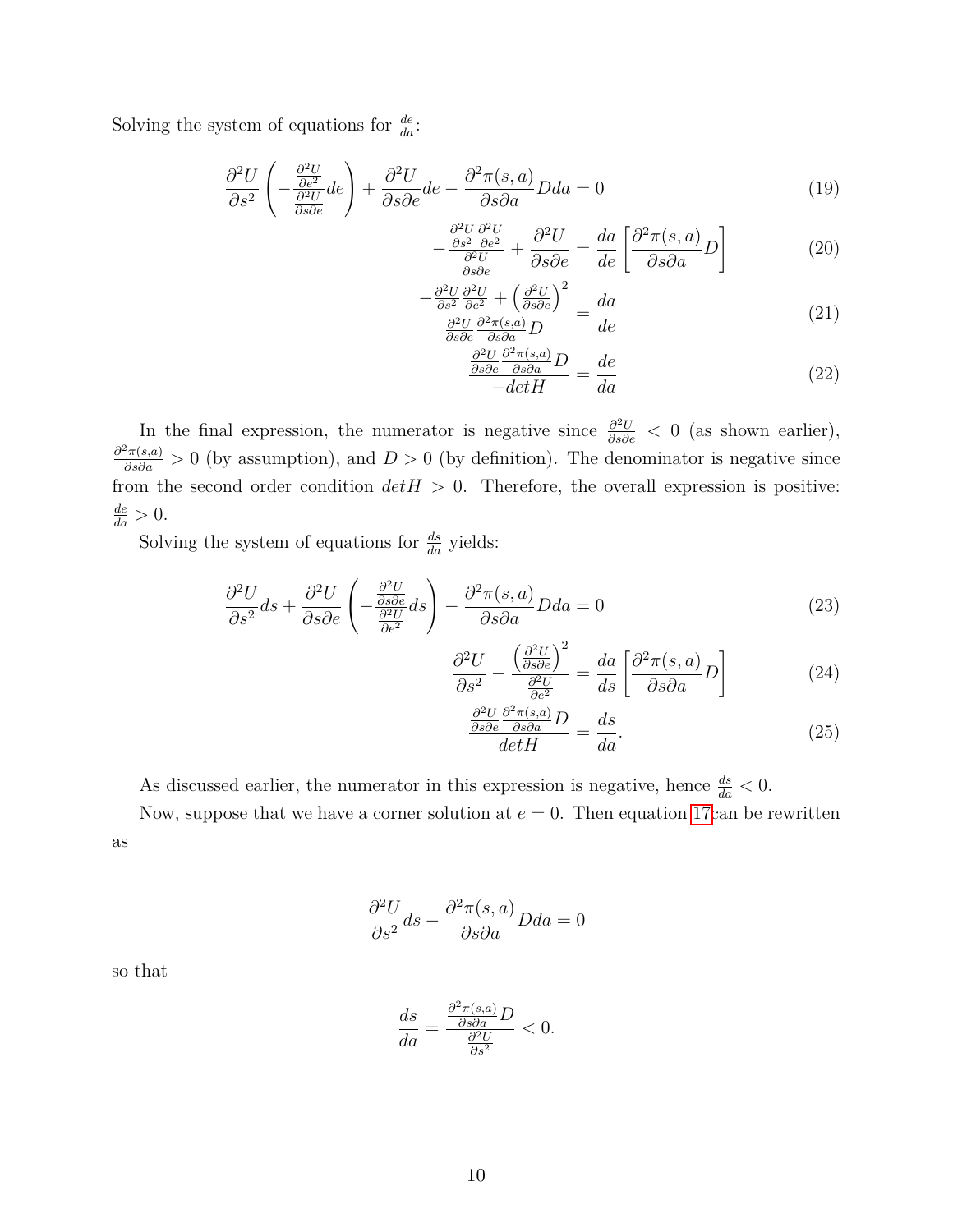Solving the system of equations for $\frac{de}{da}$:

$$\frac{\partial^2 U}{\partial s^2}\left(-\frac{\frac{\partial^2 U}{\partial e^2}}{\frac{\partial^2 U}{\partial s \partial e}}de\right) + \frac{\partial^2 U}{\partial s \partial e}de - \frac{\partial^2 \pi(s,a)}{\partial s \partial a}Dda = 0 \tag{19}$$

$$-\frac{\frac{\partial^2 U}{\partial s^2}\frac{\partial^2 U}{\partial e^2}}{\frac{\partial^2 U}{\partial s \partial e}} + \frac{\partial^2 U}{\partial s \partial e} = \frac{da}{de}\left[\frac{\partial^2 \pi(s,a)}{\partial s \partial a}D\right] \tag{20}$$

$$\frac{-\frac{\partial^2 U}{\partial s^2}\frac{\partial^2 U}{\partial e^2} + \left(\frac{\partial^2 U}{\partial s \partial e}\right)^2}{\frac{\partial^2 U}{\partial s \partial e}\frac{\partial^2 \pi(s,a)}{\partial s \partial a}D} = \frac{da}{de} \tag{21}$$

$$\frac{\frac{\partial^2 U}{\partial s \partial e}\frac{\partial^2 \pi(s,a)}{\partial s \partial a}D}{-detH} = \frac{de}{da} \tag{22}$$

In the final expression, the numerator is negative since $\frac{\partial^2 U}{\partial s \partial e} < 0$ (as shown earlier), $\frac{\partial^2 \pi(s,a)}{\partial s \partial a} > 0$ (by assumption), and $D > 0$ (by definition). The denominator is negative since from the second order condition $detH > 0$. Therefore, the overall expression is positive: $\frac{de}{da} > 0$.

Solving the system of equations for $\frac{ds}{da}$ yields:

$$\frac{\partial^2 U}{\partial s^2}ds + \frac{\partial^2 U}{\partial s \partial e}\left(-\frac{\frac{\partial^2 U}{\partial s \partial e}}{\frac{\partial^2 U}{\partial e^2}}ds\right) - \frac{\partial^2 \pi(s,a)}{\partial s \partial a}Dda = 0 \tag{23}$$

$$\frac{\partial^2 U}{\partial s^2} - \frac{\left(\frac{\partial^2 U}{\partial s \partial e}\right)^2}{\frac{\partial^2 U}{\partial e^2}} = \frac{da}{ds}\left[\frac{\partial^2 \pi(s,a)}{\partial s \partial a}D\right] \tag{24}$$

$$\frac{\frac{\partial^2 U}{\partial s \partial e}\frac{\partial^2 \pi(s,a)}{\partial s \partial a}D}{detH} = \frac{ds}{da}. \tag{25}$$

As discussed earlier, the numerator in this expression is negative, hence $\frac{ds}{da} < 0$.

Now, suppose that we have a corner solution at $e = 0$. Then equation 17 can be rewritten as

$$\frac{\partial^2 U}{\partial s^2}ds - \frac{\partial^2 \pi(s,a)}{\partial s \partial a}Dda = 0$$

so that

$$\frac{ds}{da} = \frac{\frac{\partial^2 \pi(s,a)}{\partial s \partial a}D}{\frac{\partial^2 U}{\partial s^2}} < 0.$$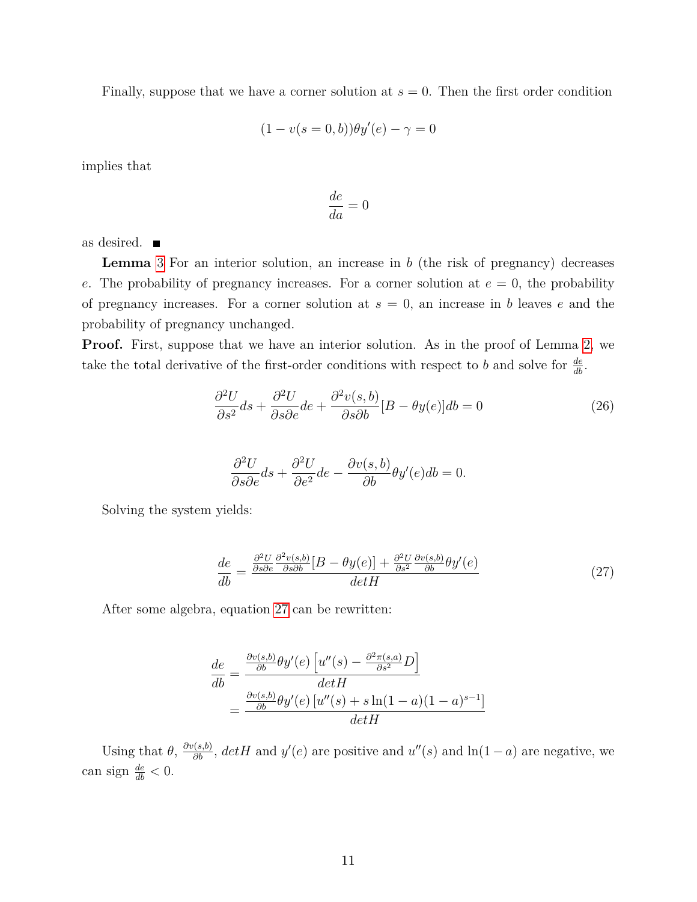Finally, suppose that we have a corner solution at $s = 0$. Then the first order condition

$$(1 - v(s = 0, b))\theta y'(e) - \gamma = 0$$

implies that

$$\frac{de}{da} = 0$$

as desired. ■

**Lemma 3** For an interior solution, an increase in $b$ (the risk of pregnancy) decreases $e$. The probability of pregnancy increases. For a corner solution at $e = 0$, the probability of pregnancy increases. For a corner solution at $s = 0$, an increase in $b$ leaves $e$ and the probability of pregnancy unchanged.

**Proof.** First, suppose that we have an interior solution. As in the proof of Lemma 2, we take the total derivative of the first-order conditions with respect to $b$ and solve for $\frac{de}{db}$.

$$\frac{\partial^2 U}{\partial s^2}ds + \frac{\partial^2 U}{\partial s \partial e}de + \frac{\partial^2 v(s,b)}{\partial s \partial b}[B - \theta y(e)]db = 0 \tag{26}$$

$$\frac{\partial^2 U}{\partial s \partial e}ds + \frac{\partial^2 U}{\partial e^2}de - \frac{\partial v(s,b)}{\partial b}\theta y'(e)db = 0.$$

Solving the system yields:

$$\frac{de}{db} = \frac{\frac{\partial^2 U}{\partial s \partial e}\frac{\partial^2 v(s,b)}{\partial s \partial b}[B - \theta y(e)] + \frac{\partial^2 U}{\partial s^2}\frac{\partial v(s,b)}{\partial b}\theta y'(e)}{detH} \tag{27}$$

After some algebra, equation 27 can be rewritten:

$$\begin{aligned}
\frac{de}{db} &= \frac{\frac{\partial v(s,b)}{\partial b}\theta y'(e)\left[u''(s) - \frac{\partial^2 \pi(s,a)}{\partial s^2}D\right]}{detH} \\
&= \frac{\frac{\partial v(s,b)}{\partial b}\theta y'(e)\left[u''(s) + s\ln(1-a)(1-a)^{s-1}\right]}{detH}
\end{aligned}$$

Using that $\theta$, $\frac{\partial v(s,b)}{\partial b}$, $detH$ and $y'(e)$ are positive and $u''(s)$ and $\ln(1-a)$ are negative, we can sign $\frac{de}{db} < 0$.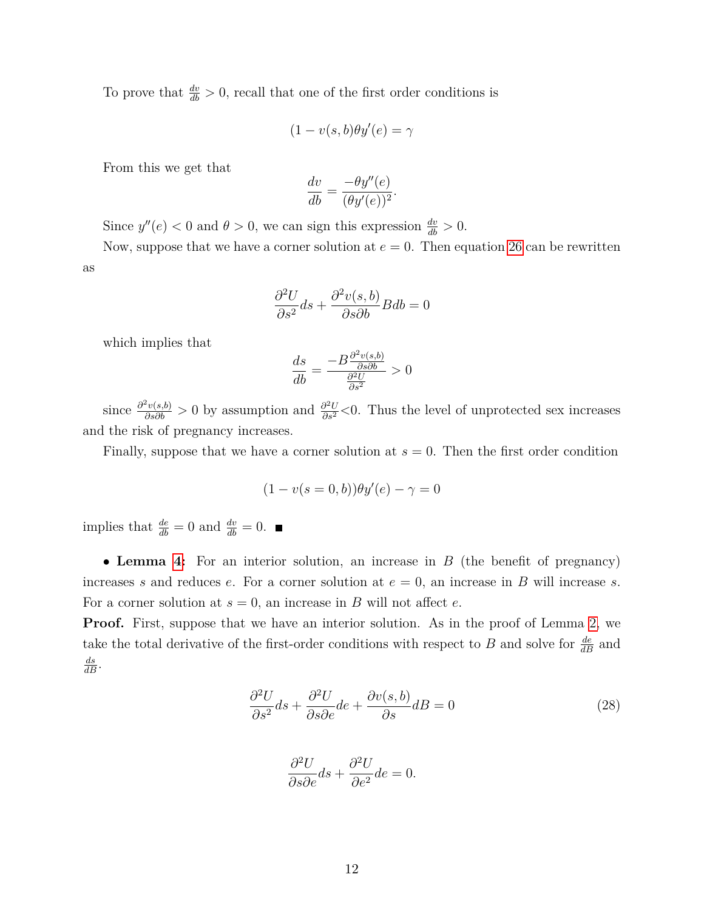To prove that $\frac{dv}{db} > 0$, recall that one of the first order conditions is

$$(1 - v(s, b)\theta y'(e) = \gamma$$

From this we get that

$$\frac{dv}{db} = \frac{-\theta y''(e)}{(\theta y'(e))^2}.$$

Since $y''(e) < 0$ and $\theta > 0$, we can sign this expression $\frac{dv}{db} > 0$.

Now, suppose that we have a corner solution at $e = 0$. Then equation 26 can be rewritten as

$$\frac{\partial^2 U}{\partial s^2} ds + \frac{\partial^2 v(s, b)}{\partial s \partial b} B db = 0$$

which implies that

$$\frac{ds}{db} = \frac{-B \frac{\partial^2 v(s,b)}{\partial s \partial b}}{\frac{\partial^2 U}{\partial s^2}} > 0$$

since $\frac{\partial^2 v(s,b)}{\partial s \partial b} > 0$ by assumption and $\frac{\partial^2 U}{\partial s^2} < 0$. Thus the level of unprotected sex increases and the risk of pregnancy increases.

Finally, suppose that we have a corner solution at $s = 0$. Then the first order condition

$$(1 - v(s = 0, b))\theta y'(e) - \gamma = 0$$

implies that $\frac{de}{db} = 0$ and $\frac{dv}{db} = 0$. ■

- **Lemma 4:** For an interior solution, an increase in $B$ (the benefit of pregnancy) increases $s$ and reduces $e$. For a corner solution at $e = 0$, an increase in $B$ will increase $s$. For a corner solution at $s = 0$, an increase in $B$ will not affect $e$.

**Proof.** First, suppose that we have an interior solution. As in the proof of Lemma 2, we take the total derivative of the first-order conditions with respect to $B$ and solve for $\frac{de}{dB}$ and $\frac{ds}{dB}$.

$$\frac{\partial^2 U}{\partial s^2} ds + \frac{\partial^2 U}{\partial s \partial e} de + \frac{\partial v(s, b)}{\partial s} dB = 0 \tag{28}$$

$$\frac{\partial^2 U}{\partial s \partial e} ds + \frac{\partial^2 U}{\partial e^2} de = 0.$$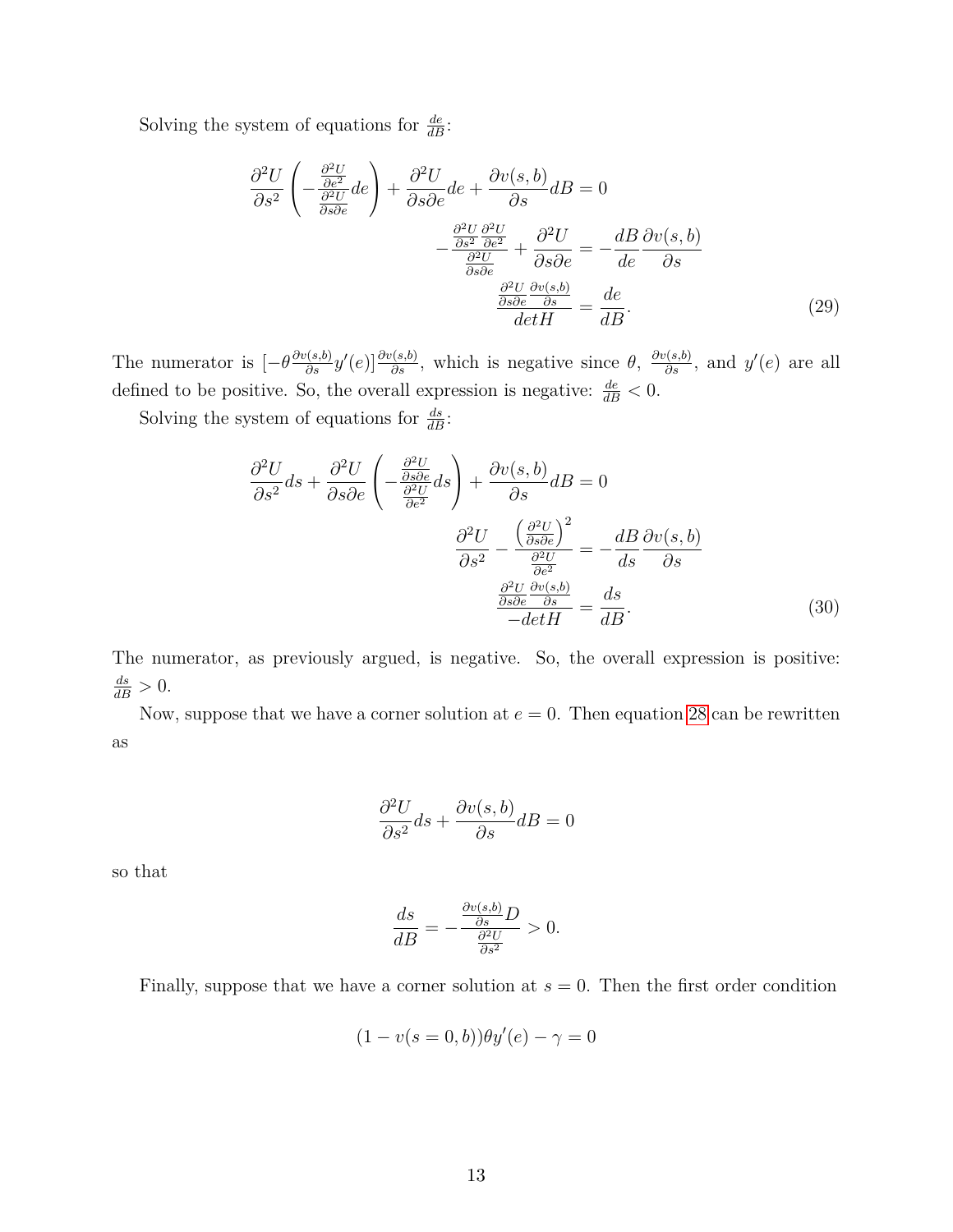Solving the system of equations for $\frac{de}{dB}$:

$$
\begin{aligned}
\frac{\partial^2 U}{\partial s^2}\left(-\frac{\frac{\partial^2 U}{\partial e^2}}{\frac{\partial^2 U}{\partial s \partial e}}de\right) + \frac{\partial^2 U}{\partial s \partial e}de + \frac{\partial v(s,b)}{\partial s}dB = 0 \\
-\frac{\frac{\partial^2 U}{\partial s^2}\frac{\partial^2 U}{\partial e^2}}{\frac{\partial^2 U}{\partial s \partial e}} + \frac{\partial^2 U}{\partial s \partial e} = -\frac{dB}{de}\frac{\partial v(s,b)}{\partial s} \\
\frac{\frac{\partial^2 U}{\partial s \partial e}\frac{\partial v(s,b)}{\partial s}}{detH} = \frac{de}{dB}.
\end{aligned}
\tag{29}
$$

The numerator is $[-\theta \frac{\partial v(s,b)}{\partial s} y'(e)] \frac{\partial v(s,b)}{\partial s}$, which is negative since $\theta$, $\frac{\partial v(s,b)}{\partial s}$, and $y'(e)$ are all defined to be positive. So, the overall expression is negative: $\frac{de}{dB} < 0$.

Solving the system of equations for $\frac{ds}{dB}$:

$$
\begin{aligned}
\frac{\partial^2 U}{\partial s^2}ds + \frac{\partial^2 U}{\partial s \partial e}\left(-\frac{\frac{\partial^2 U}{\partial s \partial e}}{\frac{\partial^2 U}{\partial e^2}}ds\right) + \frac{\partial v(s,b)}{\partial s}dB = 0 \\
\frac{\partial^2 U}{\partial s^2} - \frac{\left(\frac{\partial^2 U}{\partial s \partial e}\right)^2}{\frac{\partial^2 U}{\partial e^2}} = -\frac{dB}{ds}\frac{\partial v(s,b)}{\partial s} \\
\frac{\frac{\partial^2 U}{\partial s \partial e}\frac{\partial v(s,b)}{\partial s}}{-detH} = \frac{ds}{dB}.
\end{aligned}
\tag{30}
$$

The numerator, as previously argued, is negative. So, the overall expression is positive: $\frac{ds}{dB} > 0$.

Now, suppose that we have a corner solution at $e = 0$. Then equation 28 can be rewritten as

$$
\frac{\partial^2 U}{\partial s^2}ds + \frac{\partial v(s,b)}{\partial s}dB = 0
$$

so that

$$
\frac{ds}{dB} = -\frac{\frac{\partial v(s,b)}{\partial s}D}{\frac{\partial^2 U}{\partial s^2}} > 0.
$$

Finally, suppose that we have a corner solution at $s = 0$. Then the first order condition

$$
(1 - v(s = 0, b))\theta y'(e) - \gamma = 0
$$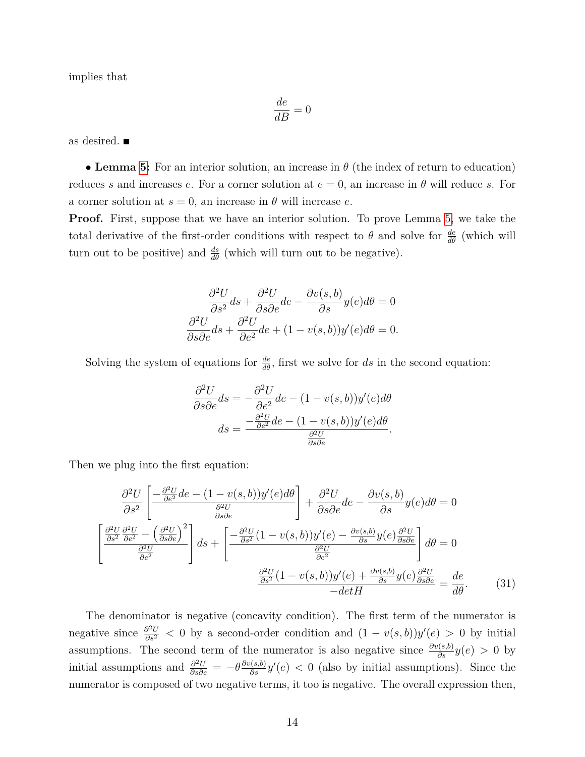implies that

$$\frac{de}{dB} = 0$$

as desired. ■

• **Lemma 5:** For an interior solution, an increase in $\theta$ (the index of return to education) reduces $s$ and increases $e$. For a corner solution at $e = 0$, an increase in $\theta$ will reduce $s$. For a corner solution at $s = 0$, an increase in $\theta$ will increase $e$.

**Proof.** First, suppose that we have an interior solution. To prove Lemma 5, we take the total derivative of the first-order conditions with respect to $\theta$ and solve for $\frac{de}{d\theta}$ (which will turn out to be positive) and $\frac{ds}{d\theta}$ (which will turn out to be negative).

$$\frac{\partial^2 U}{\partial s^2} ds + \frac{\partial^2 U}{\partial s \partial e} de - \frac{\partial v(s,b)}{\partial s} y(e) d\theta = 0$$
$$\frac{\partial^2 U}{\partial s \partial e} ds + \frac{\partial^2 U}{\partial e^2} de + (1 - v(s,b)) y'(e) d\theta = 0.$$

Solving the system of equations for $\frac{de}{d\theta}$, first we solve for $ds$ in the second equation:

$$\frac{\partial^2 U}{\partial s \partial e} ds = -\frac{\partial^2 U}{\partial e^2} de - (1 - v(s,b)) y'(e) d\theta$$
$$ds = \frac{-\frac{\partial^2 U}{\partial e^2} de - (1 - v(s,b)) y'(e) d\theta}{\frac{\partial^2 U}{\partial s \partial e}}.$$

Then we plug into the first equation:

$$\frac{\partial^2 U}{\partial s^2} \left[ \frac{-\frac{\partial^2 U}{\partial e^2} de - (1 - v(s,b)) y'(e) d\theta}{\frac{\partial^2 U}{\partial s \partial e}} \right] + \frac{\partial^2 U}{\partial s \partial e} de - \frac{\partial v(s,b)}{\partial s} y(e) d\theta = 0$$

$$\left[ \frac{\frac{\partial^2 U}{\partial s^2} \frac{\partial^2 U}{\partial e^2} - \left( \frac{\partial^2 U}{\partial s \partial e} \right)^2}{\frac{\partial^2 U}{\partial e^2}} \right] ds + \left[ \frac{-\frac{\partial^2 U}{\partial s^2} (1 - v(s,b)) y'(e) - \frac{\partial v(s,b)}{\partial s} y(e) \frac{\partial^2 U}{\partial s \partial e}}{\frac{\partial^2 U}{\partial e^2}} \right] d\theta = 0$$

$$\frac{\frac{\partial^2 U}{\partial s^2} (1 - v(s,b)) y'(e) + \frac{\partial v(s,b)}{\partial s} y(e) \frac{\partial^2 U}{\partial s \partial e}}{-detH} = \frac{de}{d\theta}. \tag{31}$$

The denominator is negative (concavity condition). The first term of the numerator is negative since $\frac{\partial^2 U}{\partial s^2} < 0$ by a second-order condition and $(1 - v(s,b)) y'(e) > 0$ by initial assumptions. The second term of the numerator is also negative since $\frac{\partial v(s,b)}{\partial s} y(e) > 0$ by initial assumptions and $\frac{\partial^2 U}{\partial s \partial e} = -\theta \frac{\partial v(s,b)}{\partial s} y'(e) < 0$ (also by initial assumptions). Since the numerator is composed of two negative terms, it too is negative. The overall expression then,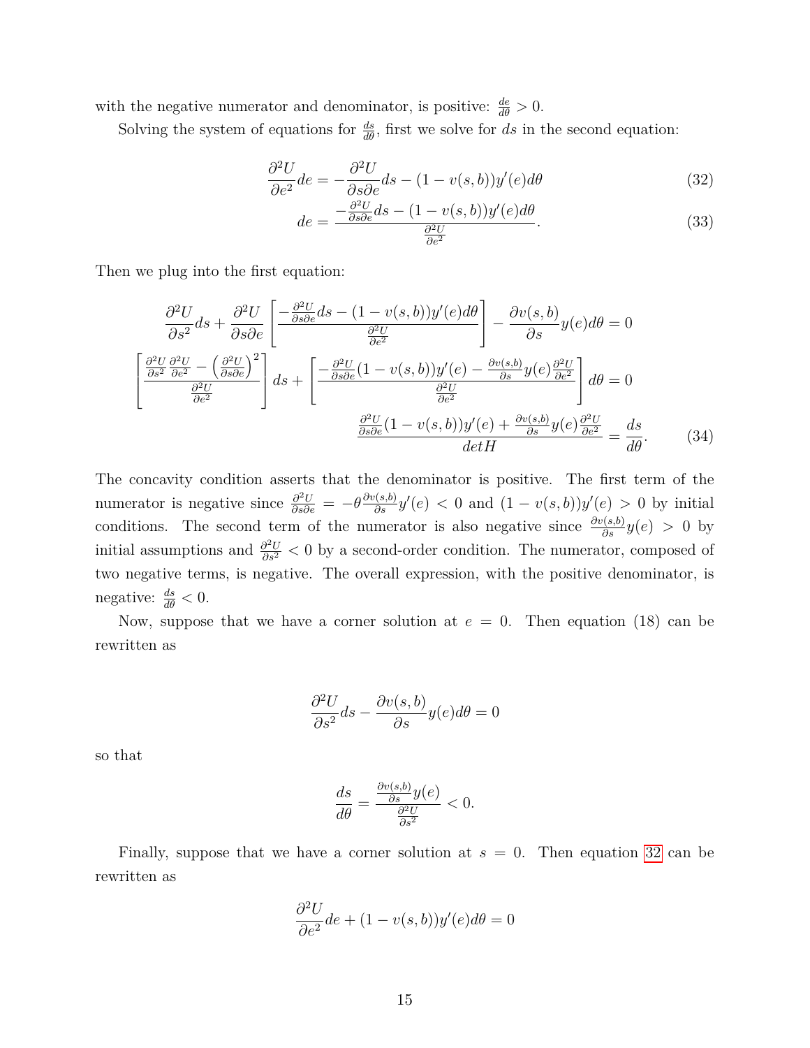with the negative numerator and denominator, is positive: $\frac{de}{d\theta} > 0$.

Solving the system of equations for $\frac{ds}{d\theta}$, first we solve for $ds$ in the second equation:

$$\frac{\partial^2 U}{\partial e^2} de = -\frac{\partial^2 U}{\partial s \partial e} ds - (1 - v(s,b))y'(e)d\theta \tag{32}$$

$$de = \frac{-\frac{\partial^2 U}{\partial s \partial e} ds - (1 - v(s,b))y'(e)d\theta}{\frac{\partial^2 U}{\partial e^2}}. \tag{33}$$

Then we plug into the first equation:

$$\frac{\partial^2 U}{\partial s^2} ds + \frac{\partial^2 U}{\partial s \partial e} \left[ \frac{-\frac{\partial^2 U}{\partial s \partial e} ds - (1 - v(s,b))y'(e)d\theta}{\frac{\partial^2 U}{\partial e^2}} \right] - \frac{\partial v(s,b)}{\partial s} y(e) d\theta = 0$$

$$\left[ \frac{\frac{\partial^2 U}{\partial s^2}\frac{\partial^2 U}{\partial e^2} - \left(\frac{\partial^2 U}{\partial s \partial e}\right)^2}{\frac{\partial^2 U}{\partial e^2}} \right] ds + \left[ \frac{-\frac{\partial^2 U}{\partial s \partial e}(1 - v(s,b))y'(e) - \frac{\partial v(s,b)}{\partial s} y(e) \frac{\partial^2 U}{\partial e^2}}{\frac{\partial^2 U}{\partial e^2}} \right] d\theta = 0$$

$$\frac{\frac{\partial^2 U}{\partial s \partial e}(1 - v(s,b))y'(e) + \frac{\partial v(s,b)}{\partial s} y(e) \frac{\partial^2 U}{\partial e^2}}{detH} = \frac{ds}{d\theta}. \tag{34}$$

The concavity condition asserts that the denominator is positive. The first term of the numerator is negative since $\frac{\partial^2 U}{\partial s \partial e} = -\theta \frac{\partial v(s,b)}{\partial s} y'(e) < 0$ and $(1 - v(s,b))y'(e) > 0$ by initial conditions. The second term of the numerator is also negative since $\frac{\partial v(s,b)}{\partial s} y(e) > 0$ by initial assumptions and $\frac{\partial^2 U}{\partial s^2} < 0$ by a second-order condition. The numerator, composed of two negative terms, is negative. The overall expression, with the positive denominator, is negative: $\frac{ds}{d\theta} < 0$.

Now, suppose that we have a corner solution at $e = 0$. Then equation (18) can be rewritten as

$$\frac{\partial^2 U}{\partial s^2} ds - \frac{\partial v(s,b)}{\partial s} y(e) d\theta = 0$$

so that

$$\frac{ds}{d\theta} = \frac{\frac{\partial v(s,b)}{\partial s} y(e)}{\frac{\partial^2 U}{\partial s^2}} < 0.$$

Finally, suppose that we have a corner solution at $s = 0$. Then equation 32 can be rewritten as

$$\frac{\partial^2 U}{\partial e^2} de + (1 - v(s,b))y'(e)d\theta = 0$$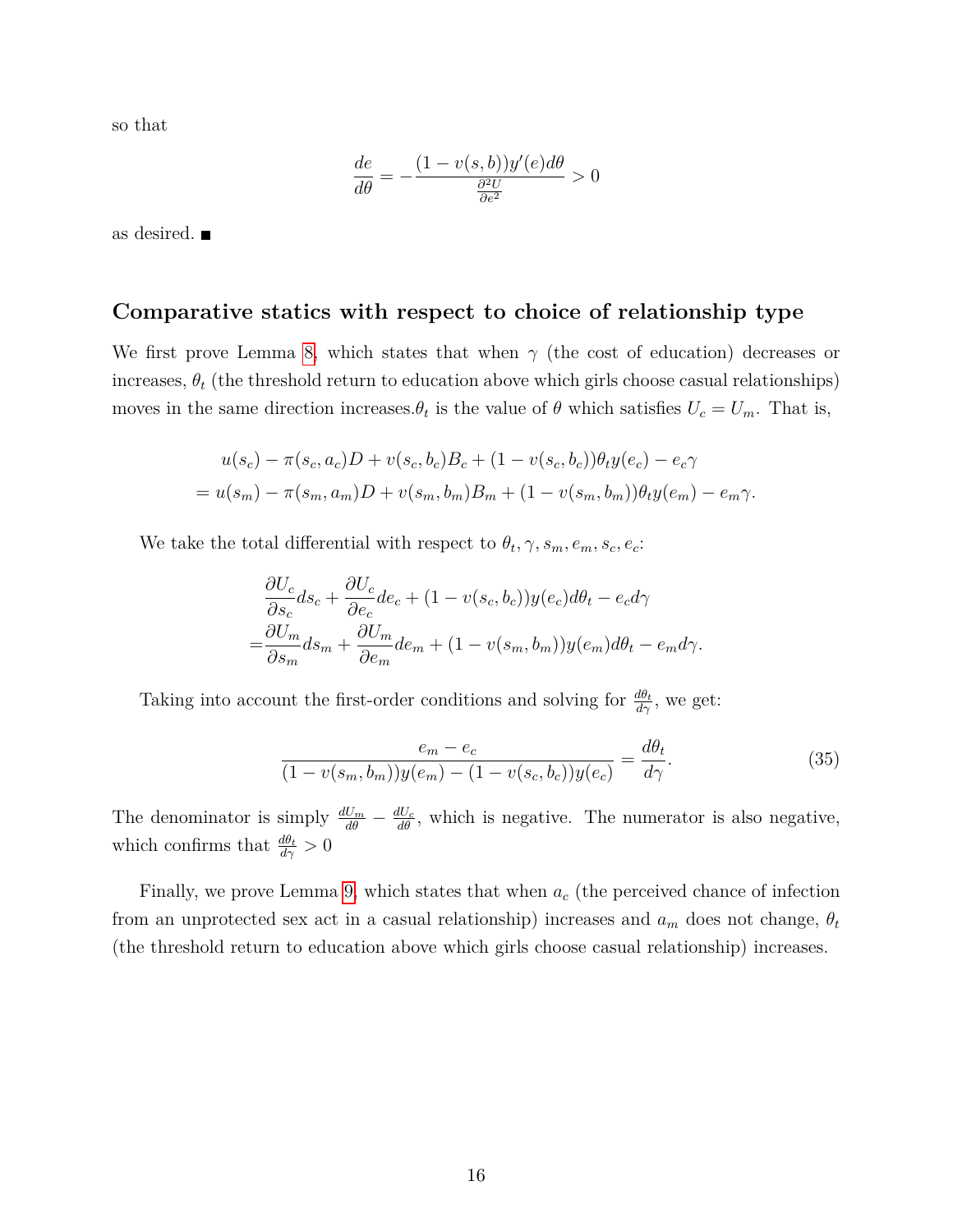so that

$$\frac{de}{d\theta} = -\frac{(1 - v(s,b))y'(e)d\theta}{\frac{\partial^2 U}{\partial e^2}} > 0$$

as desired. ■

## Comparative statics with respect to choice of relationship type

We first prove Lemma 8, which states that when $\gamma$ (the cost of education) decreases or increases, $\theta_t$ (the threshold return to education above which girls choose casual relationships) moves in the same direction increases.$\theta_t$ is the value of $\theta$ which satisfies $U_c = U_m$. That is,

$$\begin{aligned}
&u(s_c) - \pi(s_c, a_c)D + v(s_c, b_c)B_c + (1 - v(s_c, b_c))\theta_t y(e_c) - e_c\gamma \\
&= u(s_m) - \pi(s_m, a_m)D + v(s_m, b_m)B_m + (1 - v(s_m, b_m))\theta_t y(e_m) - e_m\gamma.
\end{aligned}$$

We take the total differential with respect to $\theta_t, \gamma, s_m, e_m, s_c, e_c$:

$$\begin{aligned}
&\frac{\partial U_c}{\partial s_c}ds_c + \frac{\partial U_c}{\partial e_c}de_c + (1 - v(s_c, b_c))y(e_c)d\theta_t - e_c d\gamma \\
=&\frac{\partial U_m}{\partial s_m}ds_m + \frac{\partial U_m}{\partial e_m}de_m + (1 - v(s_m, b_m))y(e_m)d\theta_t - e_m d\gamma.
\end{aligned}$$

Taking into account the first-order conditions and solving for $\frac{d\theta_t}{d\gamma}$, we get:

$$\frac{e_m - e_c}{(1 - v(s_m, b_m))y(e_m) - (1 - v(s_c, b_c))y(e_c)} = \frac{d\theta_t}{d\gamma}. \tag{35}$$

The denominator is simply $\frac{dU_m}{d\theta} - \frac{dU_c}{d\theta}$, which is negative. The numerator is also negative, which confirms that $\frac{d\theta_t}{d\gamma} > 0$

Finally, we prove Lemma 9, which states that when $a_c$ (the perceived chance of infection from an unprotected sex act in a casual relationship) increases and $a_m$ does not change, $\theta_t$ (the threshold return to education above which girls choose casual relationship) increases.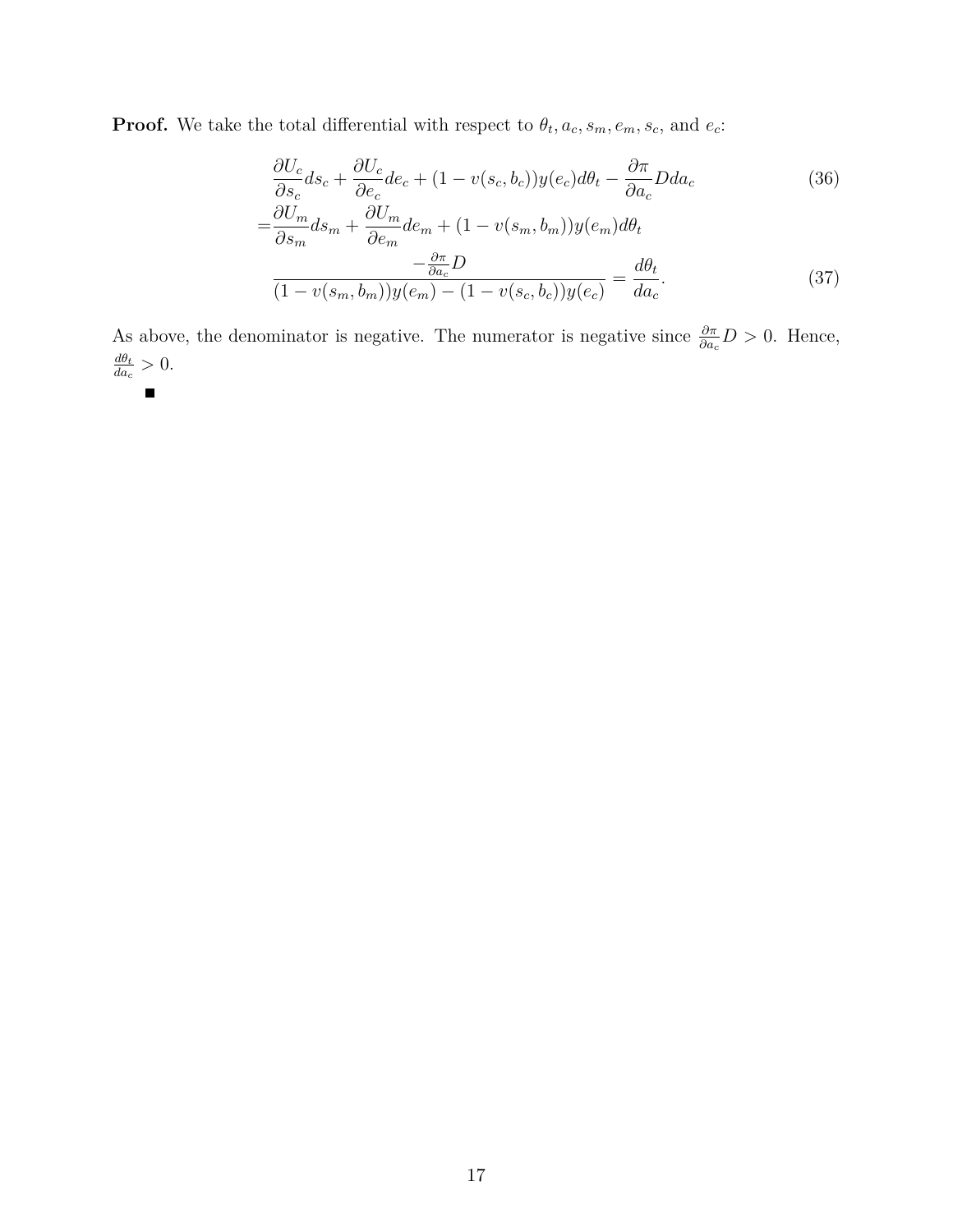**Proof.** We take the total differential with respect to $\theta_t, a_c, s_m, e_m, s_c$, and $e_c$:

$$
\begin{aligned}
&\frac{\partial U_c}{\partial s_c} ds_c + \frac{\partial U_c}{\partial e_c} de_c + (1 - v(s_c, b_c))y(e_c)d\theta_t - \frac{\partial \pi}{\partial a_c} D da_c \\
=&\frac{\partial U_m}{\partial s_m} ds_m + \frac{\partial U_m}{\partial e_m} de_m + (1 - v(s_m, b_m))y(e_m)d\theta_t
\end{aligned}
\tag{36}
$$

$$
\frac{-\frac{\partial \pi}{\partial a_c} D}{(1 - v(s_m, b_m))y(e_m) - (1 - v(s_c, b_c))y(e_c)} = \frac{d\theta_t}{da_c}. \tag{37}
$$

As above, the denominator is negative. The numerator is negative since $\frac{\partial \pi}{\partial a_c} D > 0$. Hence, $\frac{d\theta_t}{da_c} > 0$.

■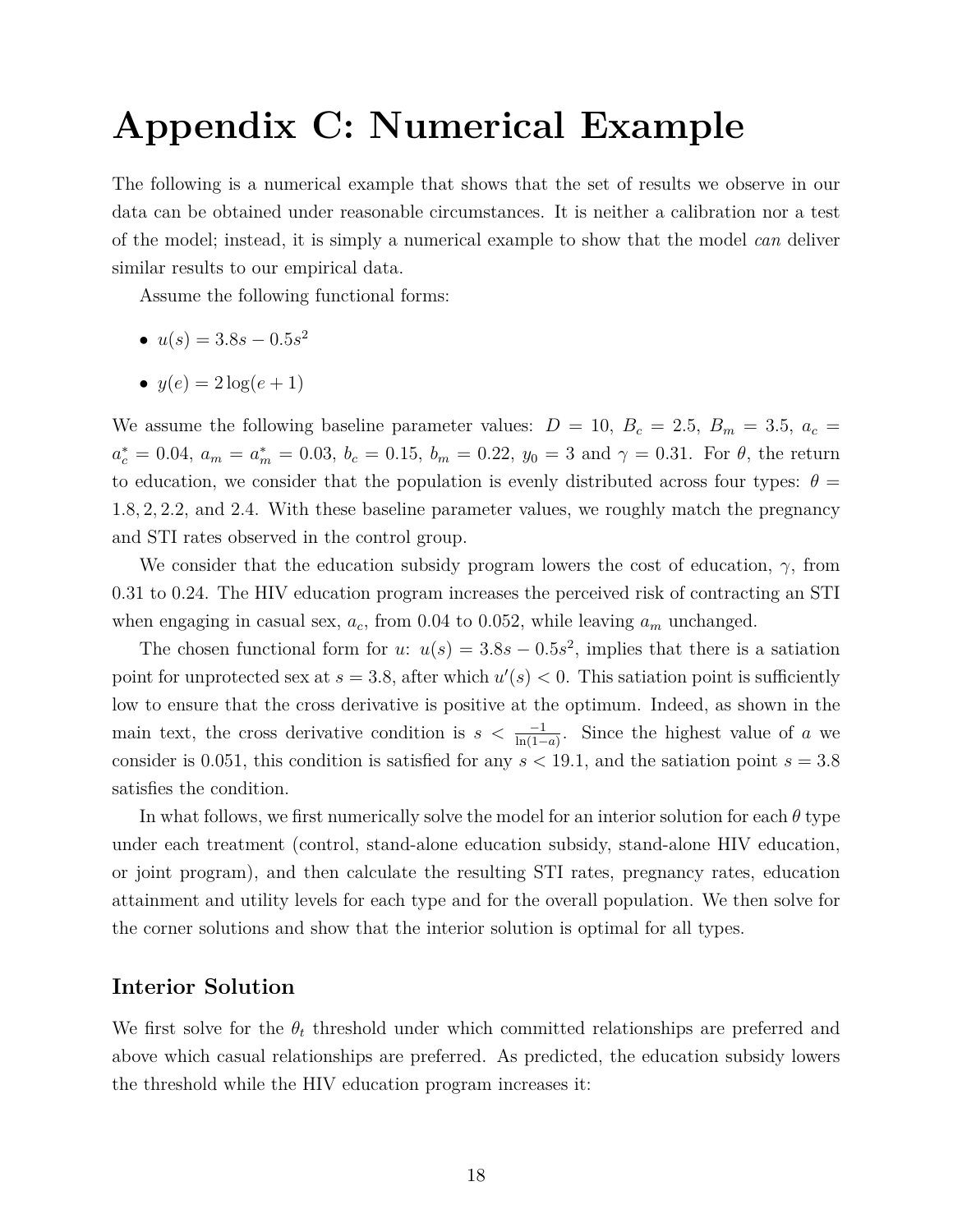# Appendix C: Numerical Example

The following is a numerical example that shows that the set of results we observe in our data can be obtained under reasonable circumstances. It is neither a calibration nor a test of the model; instead, it is simply a numerical example to show that the model *can* deliver similar results to our empirical data.

Assume the following functional forms:

- $u(s) = 3.8s - 0.5s^2$
- $y(e) = 2\log(e+1)$

We assume the following baseline parameter values: $D = 10$, $B_c = 2.5$, $B_m = 3.5$, $a_c = a_c^* = 0.04$, $a_m = a_m^* = 0.03$, $b_c = 0.15$, $b_m = 0.22$, $y_0 = 3$ and $\gamma = 0.31$. For $\theta$, the return to education, we consider that the population is evenly distributed across four types: $\theta = 1.8, 2, 2.2$, and $2.4$. With these baseline parameter values, we roughly match the pregnancy and STI rates observed in the control group.

We consider that the education subsidy program lowers the cost of education, $\gamma$, from 0.31 to 0.24. The HIV education program increases the perceived risk of contracting an STI when engaging in casual sex, $a_c$, from 0.04 to 0.052, while leaving $a_m$ unchanged.

The chosen functional form for $u$: $u(s) = 3.8s - 0.5s^2$, implies that there is a satiation point for unprotected sex at $s = 3.8$, after which $u'(s) < 0$. This satiation point is sufficiently low to ensure that the cross derivative is positive at the optimum. Indeed, as shown in the main text, the cross derivative condition is $s < \frac{-1}{\ln(1-a)}$. Since the highest value of $a$ we consider is 0.051, this condition is satisfied for any $s < 19.1$, and the satiation point $s = 3.8$ satisfies the condition.

In what follows, we first numerically solve the model for an interior solution for each $\theta$ type under each treatment (control, stand-alone education subsidy, stand-alone HIV education, or joint program), and then calculate the resulting STI rates, pregnancy rates, education attainment and utility levels for each type and for the overall population. We then solve for the corner solutions and show that the interior solution is optimal for all types.

## Interior Solution

We first solve for the $\theta_t$ threshold under which committed relationships are preferred and above which casual relationships are preferred. As predicted, the education subsidy lowers the threshold while the HIV education program increases it: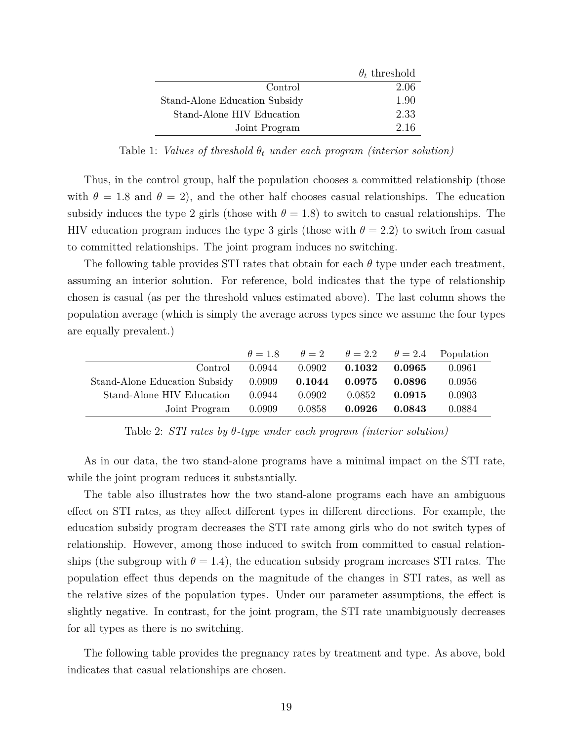| | $\theta_t$ threshold |
|---|---|
| Control | 2.06 |
| Stand-Alone Education Subsidy | 1.90 |
| Stand-Alone HIV Education | 2.33 |
| Joint Program | 2.16 |

Table 1: *Values of threshold $\theta_t$ under each program (interior solution)*

Thus, in the control group, half the population chooses a committed relationship (those with $\theta = 1.8$ and $\theta = 2$), and the other half chooses casual relationships. The education subsidy induces the type 2 girls (those with $\theta = 1.8$) to switch to casual relationships. The HIV education program induces the type 3 girls (those with $\theta = 2.2$) to switch from casual to committed relationships. The joint program induces no switching.

The following table provides STI rates that obtain for each $\theta$ type under each treatment, assuming an interior solution. For reference, bold indicates that the type of relationship chosen is casual (as per the threshold values estimated above). The last column shows the population average (which is simply the average across types since we assume the four types are equally prevalent.)

| | $\theta = 1.8$ | $\theta = 2$ | $\theta = 2.2$ | $\theta = 2.4$ | Population |
|---|---|---|---|---|---|
| Control | 0.0944 | 0.0902 | **0.1032** | **0.0965** | 0.0961 |
| Stand-Alone Education Subsidy | 0.0909 | **0.1044** | **0.0975** | **0.0896** | 0.0956 |
| Stand-Alone HIV Education | 0.0944 | 0.0902 | 0.0852 | **0.0915** | 0.0903 |
| Joint Program | 0.0909 | 0.0858 | **0.0926** | **0.0843** | 0.0884 |

Table 2: *STI rates by $\theta$-type under each program (interior solution)*

As in our data, the two stand-alone programs have a minimal impact on the STI rate, while the joint program reduces it substantially.

The table also illustrates how the two stand-alone programs each have an ambiguous effect on STI rates, as they affect different types in different directions. For example, the education subsidy program decreases the STI rate among girls who do not switch types of relationship. However, among those induced to switch from committed to casual relationships (the subgroup with $\theta = 1.4$), the education subsidy program increases STI rates. The population effect thus depends on the magnitude of the changes in STI rates, as well as the relative sizes of the population types. Under our parameter assumptions, the effect is slightly negative. In contrast, for the joint program, the STI rate unambiguously decreases for all types as there is no switching.

The following table provides the pregnancy rates by treatment and type. As above, bold indicates that casual relationships are chosen.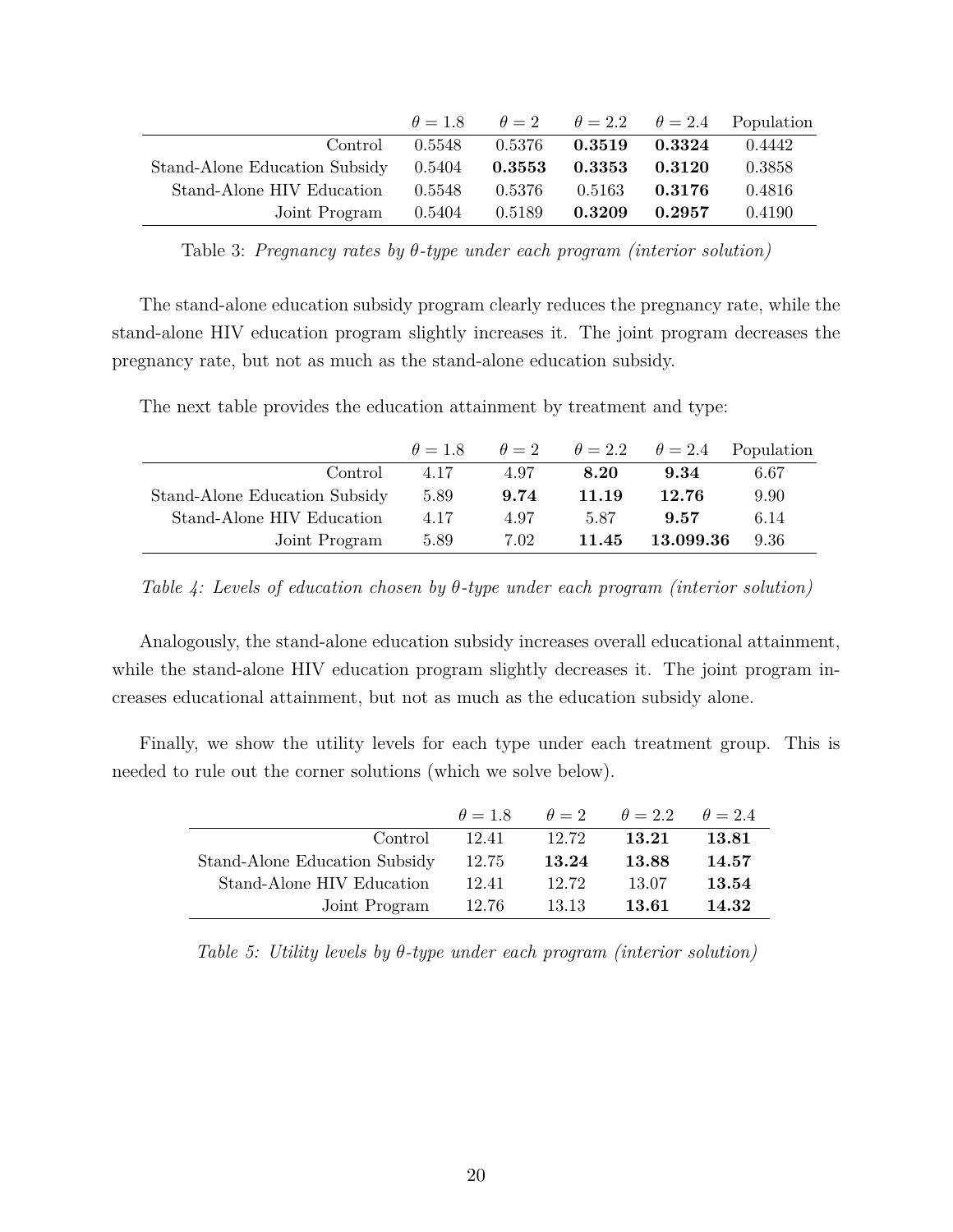| | $\theta = 1.8$ | $\theta = 2$ | $\theta = 2.2$ | $\theta = 2.4$ | Population |
|---|---|---|---|---|---|
| Control | 0.5548 | 0.5376 | **0.3519** | **0.3324** | 0.4442 |
| Stand-Alone Education Subsidy | 0.5404 | **0.3553** | **0.3353** | **0.3120** | 0.3858 |
| Stand-Alone HIV Education | 0.5548 | 0.5376 | 0.5163 | **0.3176** | 0.4816 |
| Joint Program | 0.5404 | 0.5189 | **0.3209** | **0.2957** | 0.4190 |

Table 3: *Pregnancy rates by θ-type under each program (interior solution)*

The stand-alone education subsidy program clearly reduces the pregnancy rate, while the stand-alone HIV education program slightly increases it. The joint program decreases the pregnancy rate, but not as much as the stand-alone education subsidy.

The next table provides the education attainment by treatment and type:

| | $\theta = 1.8$ | $\theta = 2$ | $\theta = 2.2$ | $\theta = 2.4$ | Population |
|---|---|---|---|---|---|
| Control | 4.17 | 4.97 | **8.20** | **9.34** | 6.67 |
| Stand-Alone Education Subsidy | 5.89 | **9.74** | **11.19** | **12.76** | 9.90 |
| Stand-Alone HIV Education | 4.17 | 4.97 | 5.87 | **9.57** | 6.14 |
| Joint Program | 5.89 | 7.02 | **11.45** | **13.099.36** | 9.36 |

*Table 4: Levels of education chosen by θ-type under each program (interior solution)*

Analogously, the stand-alone education subsidy increases overall educational attainment, while the stand-alone HIV education program slightly decreases it. The joint program increases educational attainment, but not as much as the education subsidy alone.

Finally, we show the utility levels for each type under each treatment group. This is needed to rule out the corner solutions (which we solve below).

| | $\theta = 1.8$ | $\theta = 2$ | $\theta = 2.2$ | $\theta = 2.4$ |
|---|---|---|---|---|
| Control | 12.41 | 12.72 | **13.21** | **13.81** |
| Stand-Alone Education Subsidy | 12.75 | **13.24** | **13.88** | **14.57** |
| Stand-Alone HIV Education | 12.41 | 12.72 | 13.07 | **13.54** |
| Joint Program | 12.76 | 13.13 | **13.61** | **14.32** |

*Table 5: Utility levels by θ-type under each program (interior solution)*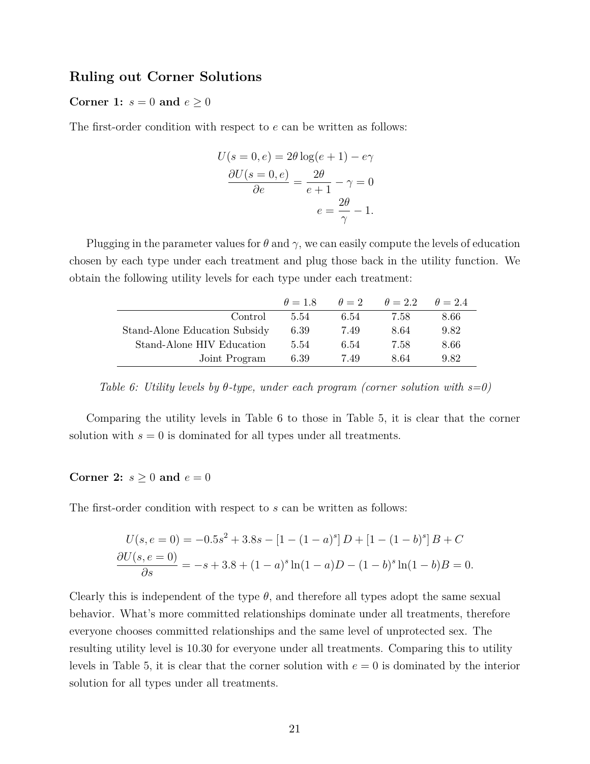## Ruling out Corner Solutions

**Corner 1: $s = 0$ and $e \geq 0$**

The first-order condition with respect to $e$ can be written as follows:

$$U(s = 0, e) = 2\theta \log(e + 1) - e\gamma$$

$$\frac{\partial U(s = 0, e)}{\partial e} = \frac{2\theta}{e + 1} - \gamma = 0$$

$$e = \frac{2\theta}{\gamma} - 1.$$

Plugging in the parameter values for $\theta$ and $\gamma$, we can easily compute the levels of education chosen by each type under each treatment and plug those back in the utility function. We obtain the following utility levels for each type under each treatment:

| | $\theta = 1.8$ | $\theta = 2$ | $\theta = 2.2$ | $\theta = 2.4$ |
|---|---|---|---|---|
| Control | 5.54 | 6.54 | 7.58 | 8.66 |
| Stand-Alone Education Subsidy | 6.39 | 7.49 | 8.64 | 9.82 |
| Stand-Alone HIV Education | 5.54 | 6.54 | 7.58 | 8.66 |
| Joint Program | 6.39 | 7.49 | 8.64 | 9.82 |

*Table 6: Utility levels by θ-type, under each program (corner solution with s=0)*

Comparing the utility levels in Table 6 to those in Table 5, it is clear that the corner solution with $s = 0$ is dominated for all types under all treatments.

**Corner 2: $s \geq 0$ and $e = 0$**

The first-order condition with respect to $s$ can be written as follows:

$$U(s, e = 0) = -0.5s^2 + 3.8s - [1 - (1 - a)^s] D + [1 - (1 - b)^s] B + C$$

$$\frac{\partial U(s, e = 0)}{\partial s} = -s + 3.8 + (1 - a)^s \ln(1 - a) D - (1 - b)^s \ln(1 - b) B = 0.$$

Clearly this is independent of the type $\theta$, and therefore all types adopt the same sexual behavior. What's more committed relationships dominate under all treatments, therefore everyone chooses committed relationships and the same level of unprotected sex. The resulting utility level is 10.30 for everyone under all treatments. Comparing this to utility levels in Table 5, it is clear that the corner solution with $e = 0$ is dominated by the interior solution for all types under all treatments.